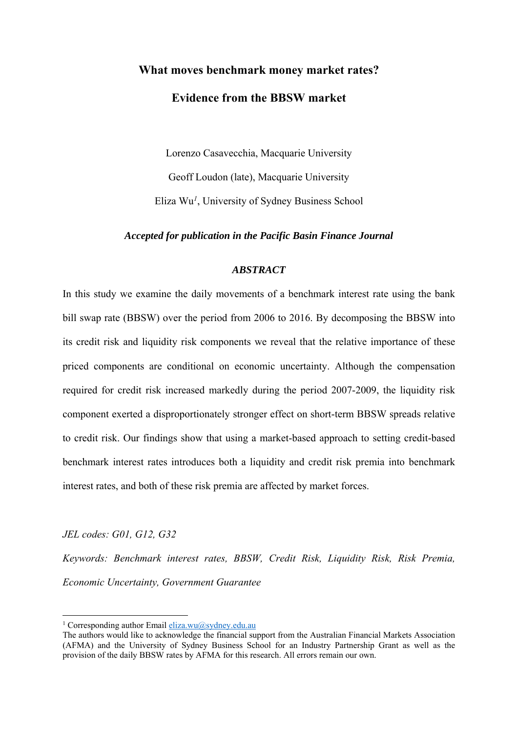# What moves benchmark money market rates?

# Evidence from the BBSW market

Lorenzo Casavecchia, Macquarie University

Geoff Loudon (late), Macquarie University

Eliza Wu[1], University of Sydney Business School

***Accepted for publication in the Pacific Basin Finance Journal***

### *ABSTRACT*

In this study we examine the daily movements of a benchmark interest rate using the bank bill swap rate (BBSW) over the period from 2006 to 2016. By decomposing the BBSW into its credit risk and liquidity risk components we reveal that the relative importance of these priced components are conditional on economic uncertainty. Although the compensation required for credit risk increased markedly during the period 2007-2009, the liquidity risk component exerted a disproportionately stronger effect on short-term BBSW spreads relative to credit risk. Our findings show that using a market-based approach to setting credit-based benchmark interest rates introduces both a liquidity and credit risk premia into benchmark interest rates, and both of these risk premia are affected by market forces.

*JEL codes: G01, G12, G32*

*Keywords: Benchmark interest rates, BBSW, Credit Risk, Liquidity Risk, Risk Premia, Economic Uncertainty, Government Guarantee*

---

[1] Corresponding author Email eliza.wu@sydney.edu.au

The authors would like to acknowledge the financial support from the Australian Financial Markets Association (AFMA) and the University of Sydney Business School for an Industry Partnership Grant as well as the provision of the daily BBSW rates by AFMA for this research. All errors remain our own.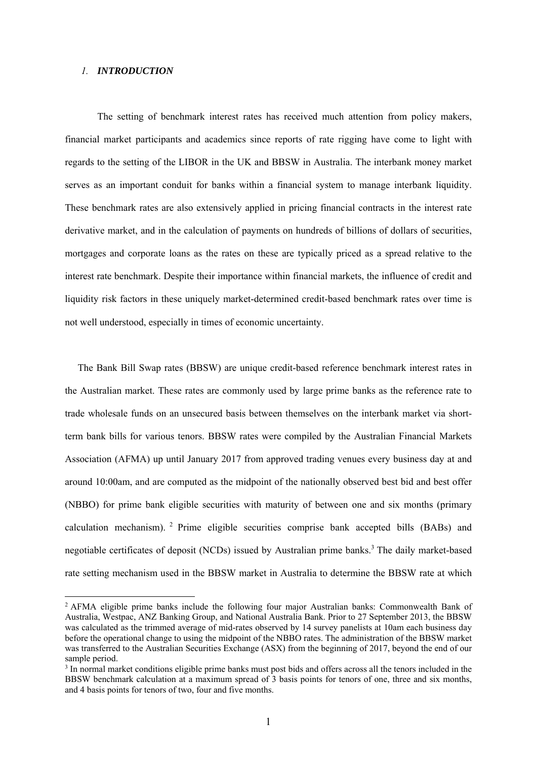## 1. *INTRODUCTION*

The setting of benchmark interest rates has received much attention from policy makers, financial market participants and academics since reports of rate rigging have come to light with regards to the setting of the LIBOR in the UK and BBSW in Australia. The interbank money market serves as an important conduit for banks within a financial system to manage interbank liquidity. These benchmark rates are also extensively applied in pricing financial contracts in the interest rate derivative market, and in the calculation of payments on hundreds of billions of dollars of securities, mortgages and corporate loans as the rates on these are typically priced as a spread relative to the interest rate benchmark. Despite their importance within financial markets, the influence of credit and liquidity risk factors in these uniquely market-determined credit-based benchmark rates over time is not well understood, especially in times of economic uncertainty.

The Bank Bill Swap rates (BBSW) are unique credit-based reference benchmark interest rates in the Australian market. These rates are commonly used by large prime banks as the reference rate to trade wholesale funds on an unsecured basis between themselves on the interbank market via short-term bank bills for various tenors. BBSW rates were compiled by the Australian Financial Markets Association (AFMA) up until January 2017 from approved trading venues every business day at and around 10:00am, and are computed as the midpoint of the nationally observed best bid and best offer (NBBO) for prime bank eligible securities with maturity of between one and six months (primary calculation mechanism). [2] Prime eligible securities comprise bank accepted bills (BABs) and negotiable certificates of deposit (NCDs) issued by Australian prime banks.[3] The daily market-based rate setting mechanism used in the BBSW market in Australia to determine the BBSW rate at which

---

[2] AFMA eligible prime banks include the following four major Australian banks: Commonwealth Bank of Australia, Westpac, ANZ Banking Group, and National Australia Bank. Prior to 27 September 2013, the BBSW was calculated as the trimmed average of mid-rates observed by 14 survey panelists at 10am each business day before the operational change to using the midpoint of the NBBO rates. The administration of the BBSW market was transferred to the Australian Securities Exchange (ASX) from the beginning of 2017, beyond the end of our sample period.

[3] In normal market conditions eligible prime banks must post bids and offers across all the tenors included in the BBSW benchmark calculation at a maximum spread of 3 basis points for tenors of one, three and six months, and 4 basis points for tenors of two, four and five months.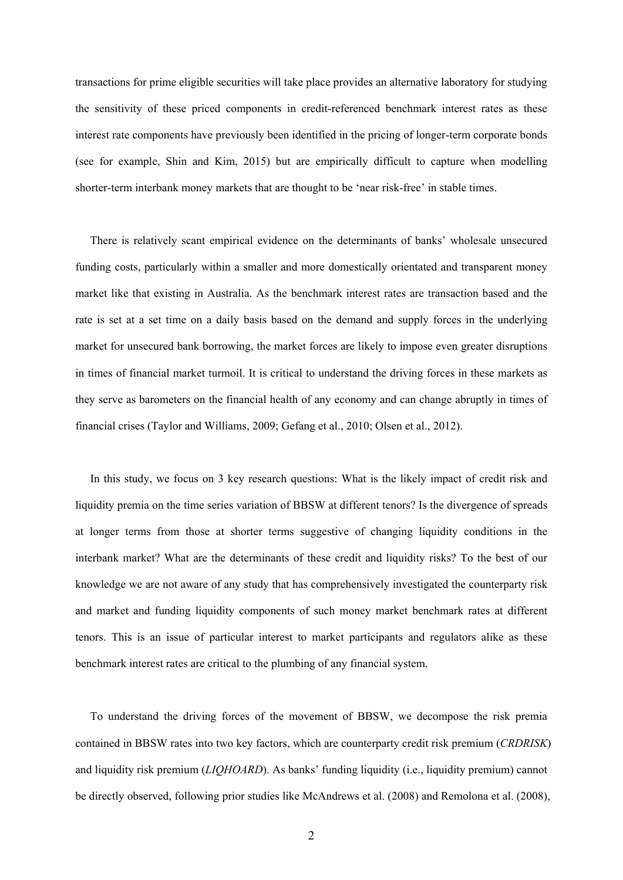transactions for prime eligible securities will take place provides an alternative laboratory for studying the sensitivity of these priced components in credit-referenced benchmark interest rates as these interest rate components have previously been identified in the pricing of longer-term corporate bonds (see for example, Shin and Kim, 2015) but are empirically difficult to capture when modelling shorter-term interbank money markets that are thought to be 'near risk-free' in stable times.

There is relatively scant empirical evidence on the determinants of banks' wholesale unsecured funding costs, particularly within a smaller and more domestically orientated and transparent money market like that existing in Australia. As the benchmark interest rates are transaction based and the rate is set at a set time on a daily basis based on the demand and supply forces in the underlying market for unsecured bank borrowing, the market forces are likely to impose even greater disruptions in times of financial market turmoil. It is critical to understand the driving forces in these markets as they serve as barometers on the financial health of any economy and can change abruptly in times of financial crises (Taylor and Williams, 2009; Gefang et al., 2010; Olsen et al., 2012).

In this study, we focus on 3 key research questions: What is the likely impact of credit risk and liquidity premia on the time series variation of BBSW at different tenors? Is the divergence of spreads at longer terms from those at shorter terms suggestive of changing liquidity conditions in the interbank market? What are the determinants of these credit and liquidity risks? To the best of our knowledge we are not aware of any study that has comprehensively investigated the counterparty risk and market and funding liquidity components of such money market benchmark rates at different tenors. This is an issue of particular interest to market participants and regulators alike as these benchmark interest rates are critical to the plumbing of any financial system.

To understand the driving forces of the movement of BBSW, we decompose the risk premia contained in BBSW rates into two key factors, which are counterparty credit risk premium (*CRDRISK*) and liquidity risk premium (*LIQHOARD*). As banks' funding liquidity (i.e., liquidity premium) cannot be directly observed, following prior studies like McAndrews et al. (2008) and Remolona et al. (2008),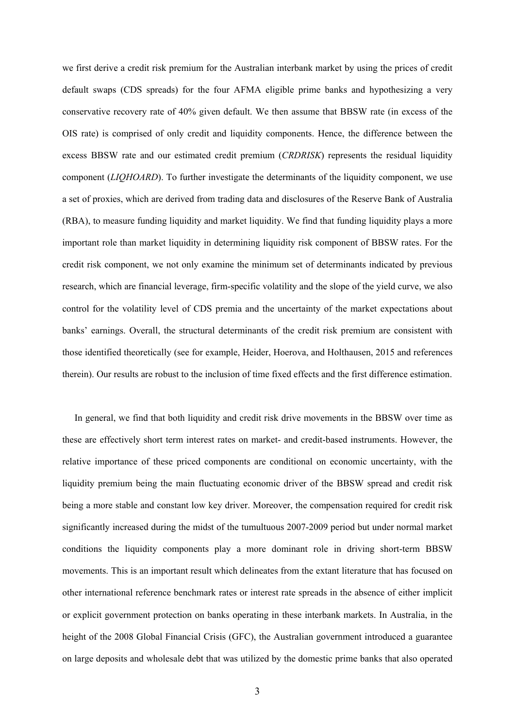we first derive a credit risk premium for the Australian interbank market by using the prices of credit default swaps (CDS spreads) for the four AFMA eligible prime banks and hypothesizing a very conservative recovery rate of 40% given default. We then assume that BBSW rate (in excess of the OIS rate) is comprised of only credit and liquidity components. Hence, the difference between the excess BBSW rate and our estimated credit premium (*CRDRISK*) represents the residual liquidity component (*LIQHOARD*). To further investigate the determinants of the liquidity component, we use a set of proxies, which are derived from trading data and disclosures of the Reserve Bank of Australia (RBA), to measure funding liquidity and market liquidity. We find that funding liquidity plays a more important role than market liquidity in determining liquidity risk component of BBSW rates. For the credit risk component, we not only examine the minimum set of determinants indicated by previous research, which are financial leverage, firm-specific volatility and the slope of the yield curve, we also control for the volatility level of CDS premia and the uncertainty of the market expectations about banks' earnings. Overall, the structural determinants of the credit risk premium are consistent with those identified theoretically (see for example, Heider, Hoerova, and Holthausen, 2015 and references therein). Our results are robust to the inclusion of time fixed effects and the first difference estimation.

In general, we find that both liquidity and credit risk drive movements in the BBSW over time as these are effectively short term interest rates on market- and credit-based instruments. However, the relative importance of these priced components are conditional on economic uncertainty, with the liquidity premium being the main fluctuating economic driver of the BBSW spread and credit risk being a more stable and constant low key driver. Moreover, the compensation required for credit risk significantly increased during the midst of the tumultuous 2007-2009 period but under normal market conditions the liquidity components play a more dominant role in driving short-term BBSW movements. This is an important result which delineates from the extant literature that has focused on other international reference benchmark rates or interest rate spreads in the absence of either implicit or explicit government protection on banks operating in these interbank markets. In Australia, in the height of the 2008 Global Financial Crisis (GFC), the Australian government introduced a guarantee on large deposits and wholesale debt that was utilized by the domestic prime banks that also operated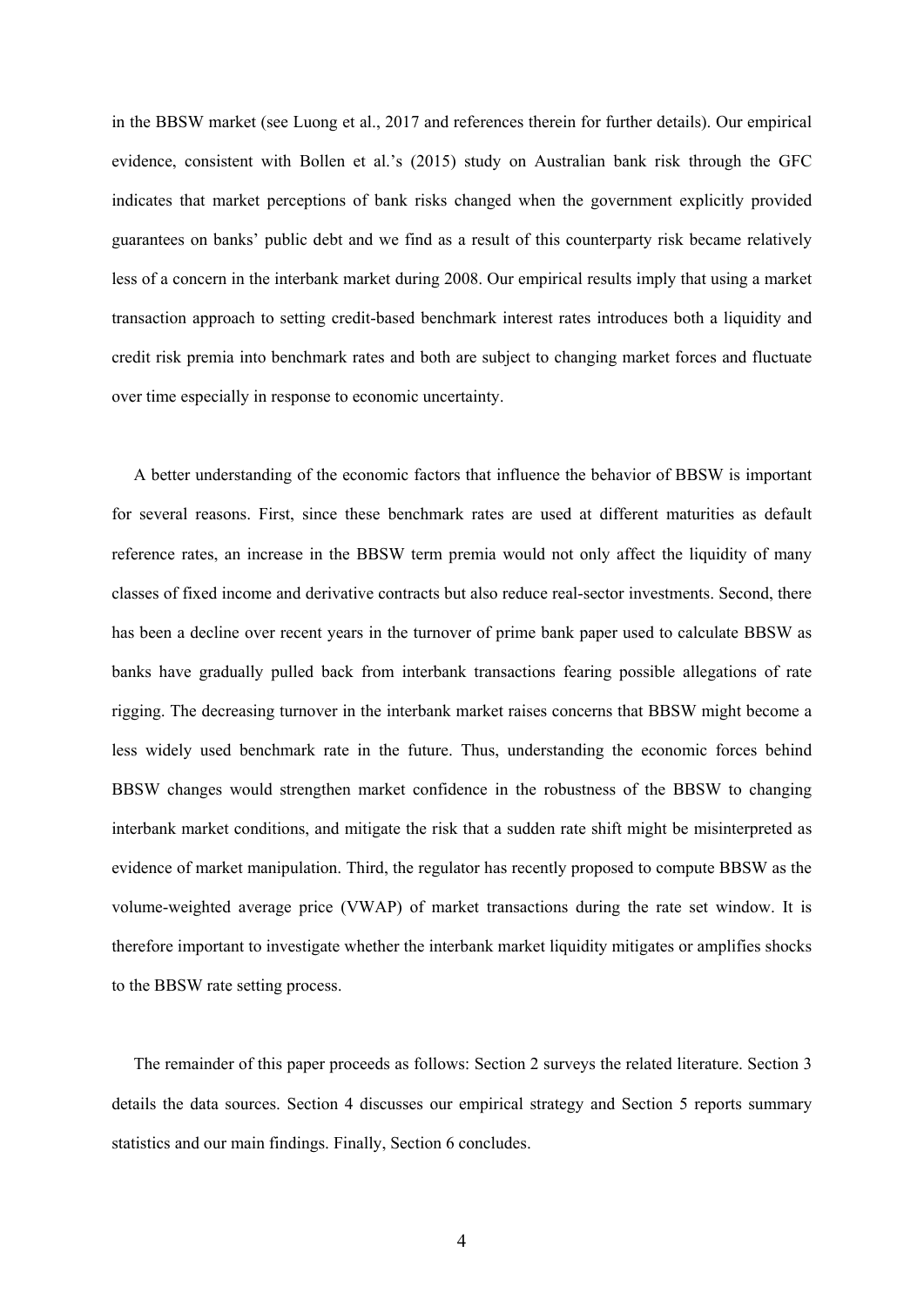in the BBSW market (see Luong et al., 2017 and references therein for further details). Our empirical evidence, consistent with Bollen et al.'s (2015) study on Australian bank risk through the GFC indicates that market perceptions of bank risks changed when the government explicitly provided guarantees on banks' public debt and we find as a result of this counterparty risk became relatively less of a concern in the interbank market during 2008. Our empirical results imply that using a market transaction approach to setting credit-based benchmark interest rates introduces both a liquidity and credit risk premia into benchmark rates and both are subject to changing market forces and fluctuate over time especially in response to economic uncertainty.

A better understanding of the economic factors that influence the behavior of BBSW is important for several reasons. First, since these benchmark rates are used at different maturities as default reference rates, an increase in the BBSW term premia would not only affect the liquidity of many classes of fixed income and derivative contracts but also reduce real-sector investments. Second, there has been a decline over recent years in the turnover of prime bank paper used to calculate BBSW as banks have gradually pulled back from interbank transactions fearing possible allegations of rate rigging. The decreasing turnover in the interbank market raises concerns that BBSW might become a less widely used benchmark rate in the future. Thus, understanding the economic forces behind BBSW changes would strengthen market confidence in the robustness of the BBSW to changing interbank market conditions, and mitigate the risk that a sudden rate shift might be misinterpreted as evidence of market manipulation. Third, the regulator has recently proposed to compute BBSW as the volume-weighted average price (VWAP) of market transactions during the rate set window. It is therefore important to investigate whether the interbank market liquidity mitigates or amplifies shocks to the BBSW rate setting process.

The remainder of this paper proceeds as follows: Section 2 surveys the related literature. Section 3 details the data sources. Section 4 discusses our empirical strategy and Section 5 reports summary statistics and our main findings. Finally, Section 6 concludes.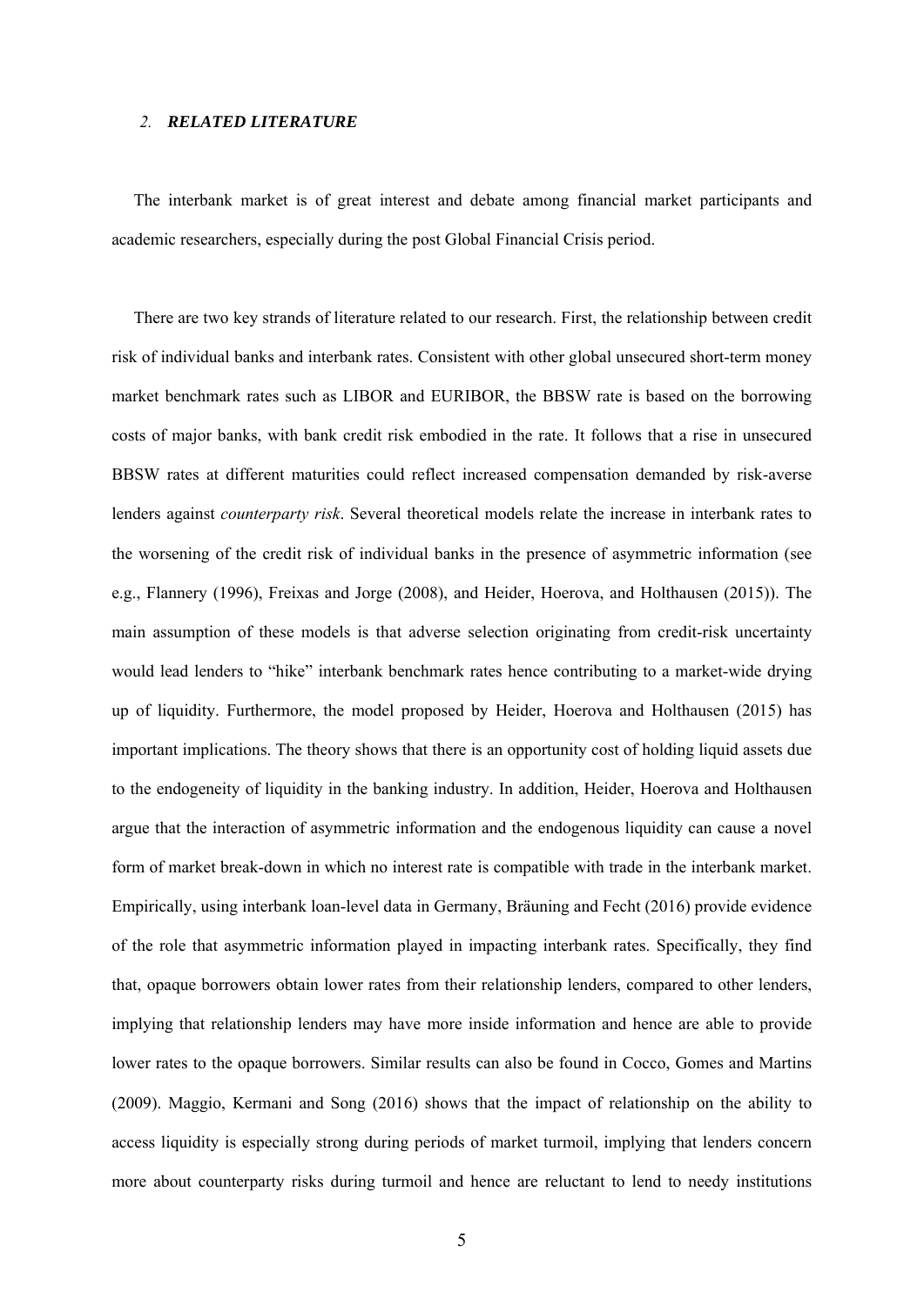## 2. *RELATED LITERATURE*

The interbank market is of great interest and debate among financial market participants and academic researchers, especially during the post Global Financial Crisis period.

There are two key strands of literature related to our research. First, the relationship between credit risk of individual banks and interbank rates. Consistent with other global unsecured short-term money market benchmark rates such as LIBOR and EURIBOR, the BBSW rate is based on the borrowing costs of major banks, with bank credit risk embodied in the rate. It follows that a rise in unsecured BBSW rates at different maturities could reflect increased compensation demanded by risk-averse lenders against *counterparty risk*. Several theoretical models relate the increase in interbank rates to the worsening of the credit risk of individual banks in the presence of asymmetric information (see e.g., Flannery (1996), Freixas and Jorge (2008), and Heider, Hoerova, and Holthausen (2015)). The main assumption of these models is that adverse selection originating from credit-risk uncertainty would lead lenders to "hike" interbank benchmark rates hence contributing to a market-wide drying up of liquidity. Furthermore, the model proposed by Heider, Hoerova and Holthausen (2015) has important implications. The theory shows that there is an opportunity cost of holding liquid assets due to the endogeneity of liquidity in the banking industry. In addition, Heider, Hoerova and Holthausen argue that the interaction of asymmetric information and the endogenous liquidity can cause a novel form of market break-down in which no interest rate is compatible with trade in the interbank market. Empirically, using interbank loan-level data in Germany, Bräuning and Fecht (2016) provide evidence of the role that asymmetric information played in impacting interbank rates. Specifically, they find that, opaque borrowers obtain lower rates from their relationship lenders, compared to other lenders, implying that relationship lenders may have more inside information and hence are able to provide lower rates to the opaque borrowers. Similar results can also be found in Cocco, Gomes and Martins (2009). Maggio, Kermani and Song (2016) shows that the impact of relationship on the ability to access liquidity is especially strong during periods of market turmoil, implying that lenders concern more about counterparty risks during turmoil and hence are reluctant to lend to needy institutions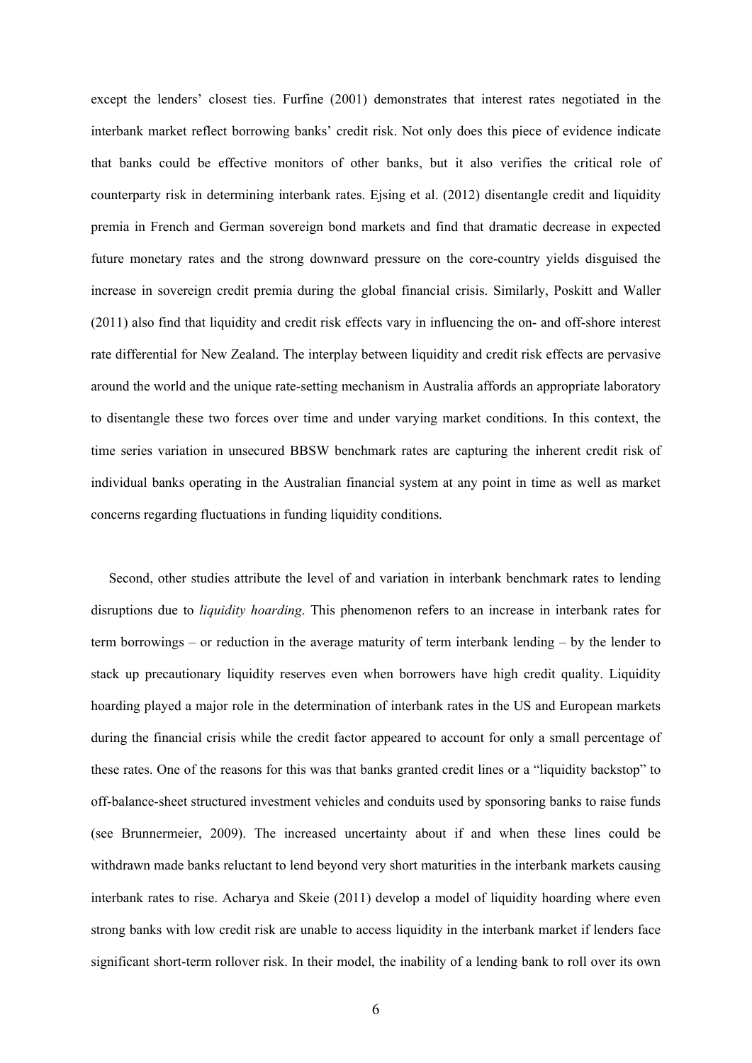except the lenders' closest ties. Furfine (2001) demonstrates that interest rates negotiated in the interbank market reflect borrowing banks' credit risk. Not only does this piece of evidence indicate that banks could be effective monitors of other banks, but it also verifies the critical role of counterparty risk in determining interbank rates. Ejsing et al. (2012) disentangle credit and liquidity premia in French and German sovereign bond markets and find that dramatic decrease in expected future monetary rates and the strong downward pressure on the core-country yields disguised the increase in sovereign credit premia during the global financial crisis. Similarly, Poskitt and Waller (2011) also find that liquidity and credit risk effects vary in influencing the on- and off-shore interest rate differential for New Zealand. The interplay between liquidity and credit risk effects are pervasive around the world and the unique rate-setting mechanism in Australia affords an appropriate laboratory to disentangle these two forces over time and under varying market conditions. In this context, the time series variation in unsecured BBSW benchmark rates are capturing the inherent credit risk of individual banks operating in the Australian financial system at any point in time as well as market concerns regarding fluctuations in funding liquidity conditions.

Second, other studies attribute the level of and variation in interbank benchmark rates to lending disruptions due to *liquidity hoarding*. This phenomenon refers to an increase in interbank rates for term borrowings – or reduction in the average maturity of term interbank lending – by the lender to stack up precautionary liquidity reserves even when borrowers have high credit quality. Liquidity hoarding played a major role in the determination of interbank rates in the US and European markets during the financial crisis while the credit factor appeared to account for only a small percentage of these rates. One of the reasons for this was that banks granted credit lines or a "liquidity backstop" to off-balance-sheet structured investment vehicles and conduits used by sponsoring banks to raise funds (see Brunnermeier, 2009). The increased uncertainty about if and when these lines could be withdrawn made banks reluctant to lend beyond very short maturities in the interbank markets causing interbank rates to rise. Acharya and Skeie (2011) develop a model of liquidity hoarding where even strong banks with low credit risk are unable to access liquidity in the interbank market if lenders face significant short-term rollover risk. In their model, the inability of a lending bank to roll over its own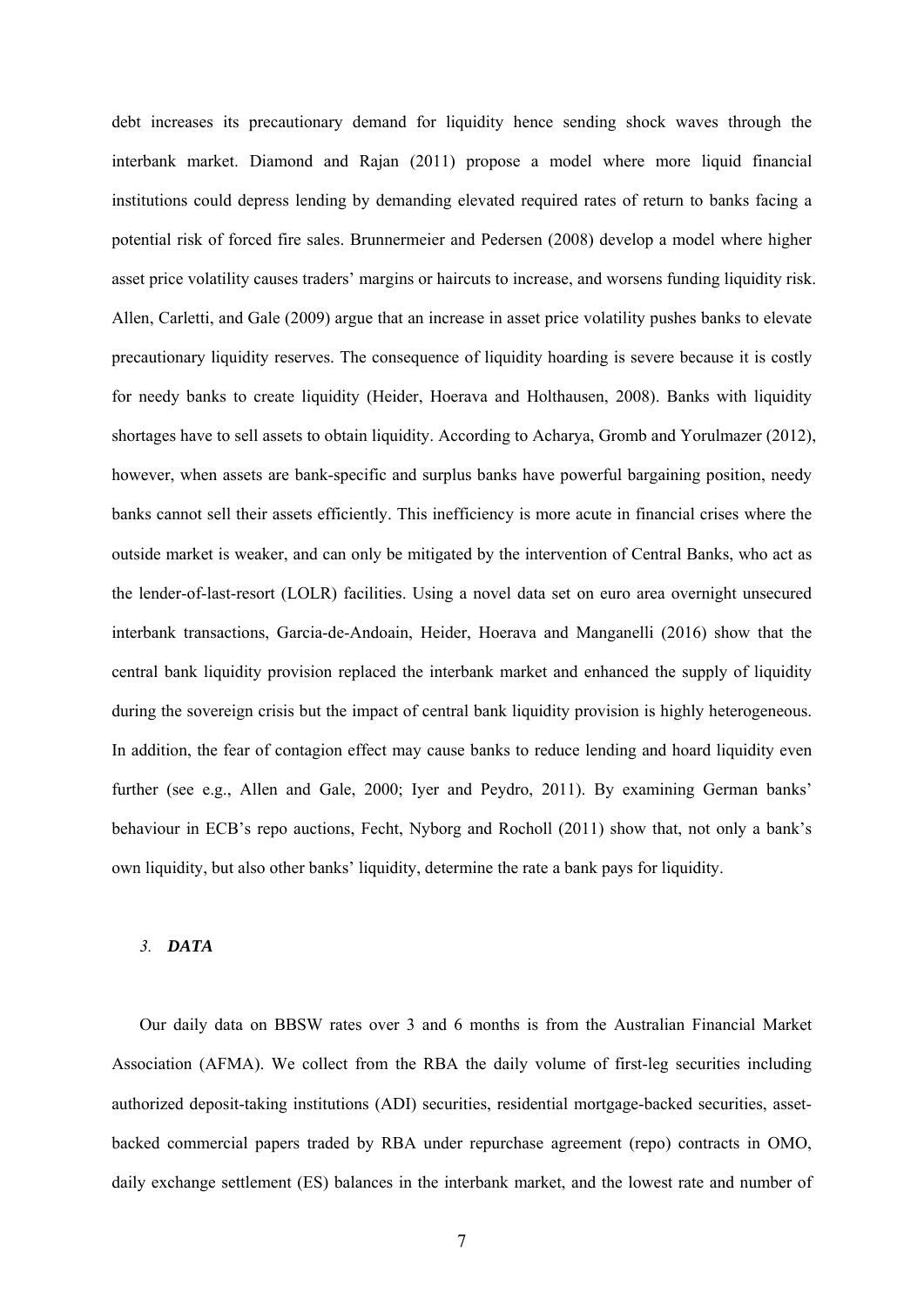debt increases its precautionary demand for liquidity hence sending shock waves through the interbank market. Diamond and Rajan (2011) propose a model where more liquid financial institutions could depress lending by demanding elevated required rates of return to banks facing a potential risk of forced fire sales. Brunnermeier and Pedersen (2008) develop a model where higher asset price volatility causes traders' margins or haircuts to increase, and worsens funding liquidity risk. Allen, Carletti, and Gale (2009) argue that an increase in asset price volatility pushes banks to elevate precautionary liquidity reserves. The consequence of liquidity hoarding is severe because it is costly for needy banks to create liquidity (Heider, Hoerava and Holthausen, 2008). Banks with liquidity shortages have to sell assets to obtain liquidity. According to Acharya, Gromb and Yorulmazer (2012), however, when assets are bank-specific and surplus banks have powerful bargaining position, needy banks cannot sell their assets efficiently. This inefficiency is more acute in financial crises where the outside market is weaker, and can only be mitigated by the intervention of Central Banks, who act as the lender-of-last-resort (LOLR) facilities. Using a novel data set on euro area overnight unsecured interbank transactions, Garcia-de-Andoain, Heider, Hoerava and Manganelli (2016) show that the central bank liquidity provision replaced the interbank market and enhanced the supply of liquidity during the sovereign crisis but the impact of central bank liquidity provision is highly heterogeneous. In addition, the fear of contagion effect may cause banks to reduce lending and hoard liquidity even further (see e.g., Allen and Gale, 2000; Iyer and Peydro, 2011). By examining German banks' behaviour in ECB's repo auctions, Fecht, Nyborg and Rocholl (2011) show that, not only a bank's own liquidity, but also other banks' liquidity, determine the rate a bank pays for liquidity.

## *3.* ***DATA***

Our daily data on BBSW rates over 3 and 6 months is from the Australian Financial Market Association (AFMA). We collect from the RBA the daily volume of first-leg securities including authorized deposit-taking institutions (ADI) securities, residential mortgage-backed securities, asset-backed commercial papers traded by RBA under repurchase agreement (repo) contracts in OMO, daily exchange settlement (ES) balances in the interbank market, and the lowest rate and number of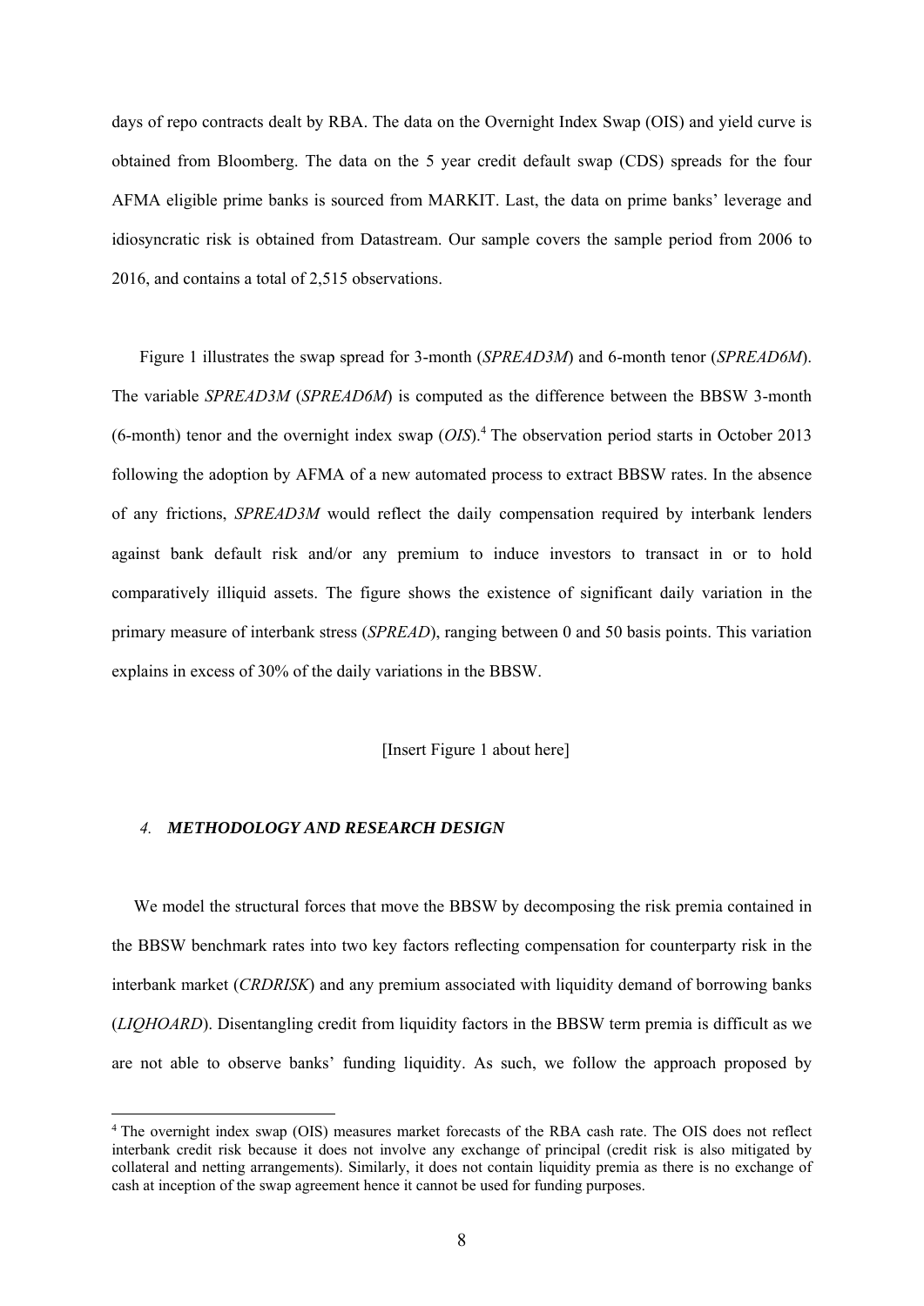days of repo contracts dealt by RBA. The data on the Overnight Index Swap (OIS) and yield curve is obtained from Bloomberg. The data on the 5 year credit default swap (CDS) spreads for the four AFMA eligible prime banks is sourced from MARKIT. Last, the data on prime banks' leverage and idiosyncratic risk is obtained from Datastream. Our sample covers the sample period from 2006 to 2016, and contains a total of 2,515 observations.

Figure 1 illustrates the swap spread for 3-month (*SPREAD3M*) and 6-month tenor (*SPREAD6M*). The variable *SPREAD3M* (*SPREAD6M*) is computed as the difference between the BBSW 3-month (6-month) tenor and the overnight index swap (*OIS*).[4] The observation period starts in October 2013 following the adoption by AFMA of a new automated process to extract BBSW rates. In the absence of any frictions, *SPREAD3M* would reflect the daily compensation required by interbank lenders against bank default risk and/or any premium to induce investors to transact in or to hold comparatively illiquid assets. The figure shows the existence of significant daily variation in the primary measure of interbank stress (*SPREAD*), ranging between 0 and 50 basis points. This variation explains in excess of 30% of the daily variations in the BBSW.

[Insert Figure 1 about here]

## 4. *METHODOLOGY AND RESEARCH DESIGN*

We model the structural forces that move the BBSW by decomposing the risk premia contained in the BBSW benchmark rates into two key factors reflecting compensation for counterparty risk in the interbank market (*CRDRISK*) and any premium associated with liquidity demand of borrowing banks (*LIQHOARD*). Disentangling credit from liquidity factors in the BBSW term premia is difficult as we are not able to observe banks' funding liquidity. As such, we follow the approach proposed by

[4] The overnight index swap (OIS) measures market forecasts of the RBA cash rate. The OIS does not reflect interbank credit risk because it does not involve any exchange of principal (credit risk is also mitigated by collateral and netting arrangements). Similarly, it does not contain liquidity premia as there is no exchange of cash at inception of the swap agreement hence it cannot be used for funding purposes.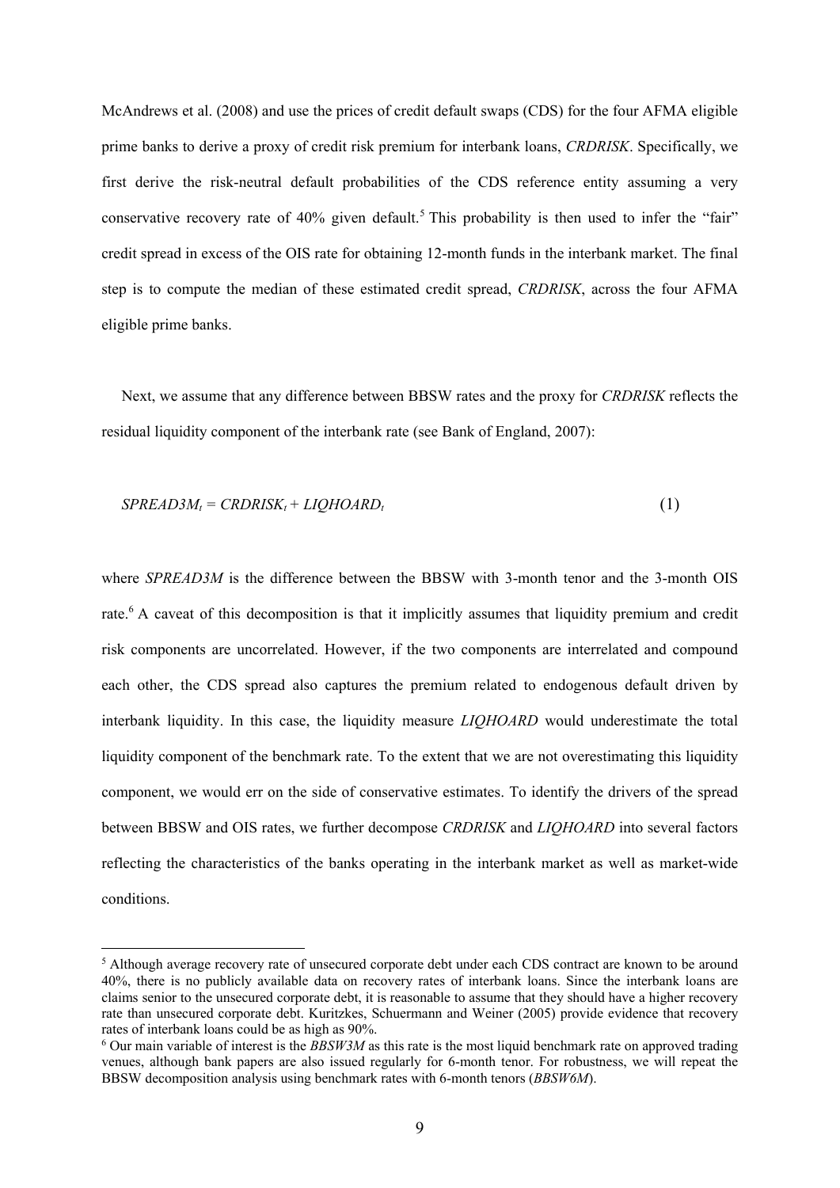McAndrews et al. (2008) and use the prices of credit default swaps (CDS) for the four AFMA eligible prime banks to derive a proxy of credit risk premium for interbank loans, *CRDRISK*. Specifically, we first derive the risk-neutral default probabilities of the CDS reference entity assuming a very conservative recovery rate of 40% given default.[5] This probability is then used to infer the "fair" credit spread in excess of the OIS rate for obtaining 12-month funds in the interbank market. The final step is to compute the median of these estimated credit spread, *CRDRISK*, across the four AFMA eligible prime banks.

Next, we assume that any difference between BBSW rates and the proxy for *CRDRISK* reflects the residual liquidity component of the interbank rate (see Bank of England, 2007):

$$SPREAD3M_t = CRDRISK_t + LIQHOARD_t \tag{1}$$

where *SPREAD3M* is the difference between the BBSW with 3-month tenor and the 3-month OIS rate.[6] A caveat of this decomposition is that it implicitly assumes that liquidity premium and credit risk components are uncorrelated. However, if the two components are interrelated and compound each other, the CDS spread also captures the premium related to endogenous default driven by interbank liquidity. In this case, the liquidity measure *LIQHOARD* would underestimate the total liquidity component of the benchmark rate. To the extent that we are not overestimating this liquidity component, we would err on the side of conservative estimates. To identify the drivers of the spread between BBSW and OIS rates, we further decompose *CRDRISK* and *LIQHOARD* into several factors reflecting the characteristics of the banks operating in the interbank market as well as market-wide conditions.

---

[5] Although average recovery rate of unsecured corporate debt under each CDS contract are known to be around 40%, there is no publicly available data on recovery rates of interbank loans. Since the interbank loans are claims senior to the unsecured corporate debt, it is reasonable to assume that they should have a higher recovery rate than unsecured corporate debt. Kuritzkes, Schuermann and Weiner (2005) provide evidence that recovery rates of interbank loans could be as high as 90%.

[6] Our main variable of interest is the *BBSW3M* as this rate is the most liquid benchmark rate on approved trading venues, although bank papers are also issued regularly for 6-month tenor. For robustness, we will repeat the BBSW decomposition analysis using benchmark rates with 6-month tenors (*BBSW6M*).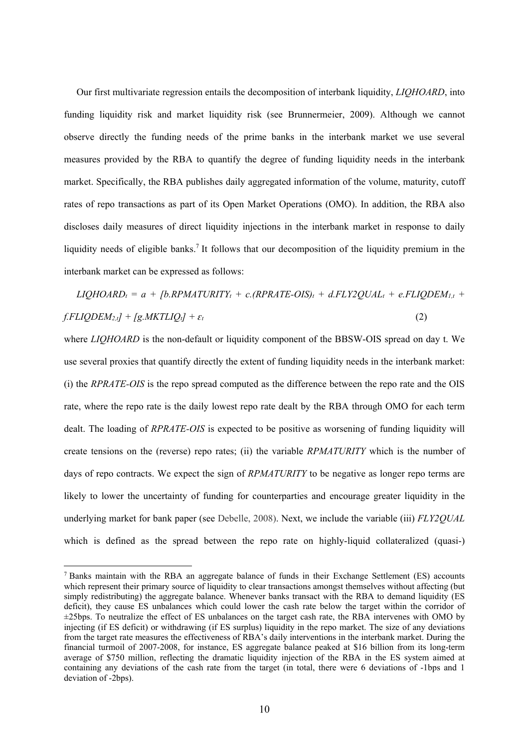Our first multivariate regression entails the decomposition of interbank liquidity, *LIQHOARD*, into funding liquidity risk and market liquidity risk (see Brunnermeier, 2009). Although we cannot observe directly the funding needs of the prime banks in the interbank market we use several measures provided by the RBA to quantify the degree of funding liquidity needs in the interbank market. Specifically, the RBA publishes daily aggregated information of the volume, maturity, cutoff rates of repo transactions as part of its Open Market Operations (OMO). In addition, the RBA also discloses daily measures of direct liquidity injections in the interbank market in response to daily liquidity needs of eligible banks.[7] It follows that our decomposition of the liquidity premium in the interbank market can be expressed as follows:

$$LIQHOARD_t = a + [b.RPMATURITY_t + c.(RPRATE\text{-}OIS)_t + d.FLY2QUAL_t + e.FLIQDEM_{1,t} + f.FLIQDEM_{2,t}] + [g.MKTLIQ_t] + \varepsilon_t \quad (2)$$

where *LIQHOARD* is the non-default or liquidity component of the BBSW-OIS spread on day t. We use several proxies that quantify directly the extent of funding liquidity needs in the interbank market: (i) the *RPRATE-OIS* is the repo spread computed as the difference between the repo rate and the OIS rate, where the repo rate is the daily lowest repo rate dealt by the RBA through OMO for each term dealt. The loading of *RPRATE-OIS* is expected to be positive as worsening of funding liquidity will create tensions on the (reverse) repo rates; (ii) the variable *RPMATURITY* which is the number of days of repo contracts. We expect the sign of *RPMATURITY* to be negative as longer repo terms are likely to lower the uncertainty of funding for counterparties and encourage greater liquidity in the underlying market for bank paper (see Debelle, 2008). Next, we include the variable (iii) *FLY2QUAL* which is defined as the spread between the repo rate on highly-liquid collateralized (quasi-)

[7] Banks maintain with the RBA an aggregate balance of funds in their Exchange Settlement (ES) accounts which represent their primary source of liquidity to clear transactions amongst themselves without affecting (but simply redistributing) the aggregate balance. Whenever banks transact with the RBA to demand liquidity (ES deficit), they cause ES unbalances which could lower the cash rate below the target within the corridor of ±25bps. To neutralize the effect of ES unbalances on the target cash rate, the RBA intervenes with OMO by injecting (if ES deficit) or withdrawing (if ES surplus) liquidity in the repo market. The size of any deviations from the target rate measures the effectiveness of RBA's daily interventions in the interbank market. During the financial turmoil of 2007-2008, for instance, ES aggregate balance peaked at $16 billion from its long-term average of $750 million, reflecting the dramatic liquidity injection of the RBA in the ES system aimed at containing any deviations of the cash rate from the target (in total, there were 6 deviations of -1bps and 1 deviation of -2bps).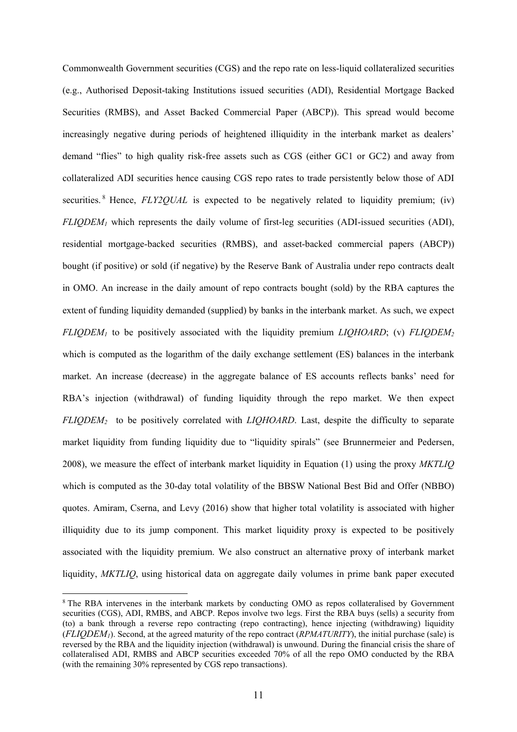Commonwealth Government securities (CGS) and the repo rate on less-liquid collateralized securities (e.g., Authorised Deposit-taking Institutions issued securities (ADI), Residential Mortgage Backed Securities (RMBS), and Asset Backed Commercial Paper (ABCP)). This spread would become increasingly negative during periods of heightened illiquidity in the interbank market as dealers' demand "flies" to high quality risk-free assets such as CGS (either GC1 or GC2) and away from collateralized ADI securities hence causing CGS repo rates to trade persistently below those of ADI securities.[8] Hence, *FLY2QUAL* is expected to be negatively related to liquidity premium; (iv) $FLIQDEM_1$ which represents the daily volume of first-leg securities (ADI-issued securities (ADI), residential mortgage-backed securities (RMBS), and asset-backed commercial papers (ABCP)) bought (if positive) or sold (if negative) by the Reserve Bank of Australia under repo contracts dealt in OMO. An increase in the daily amount of repo contracts bought (sold) by the RBA captures the extent of funding liquidity demanded (supplied) by banks in the interbank market. As such, we expect $FLIQDEM_1$ to be positively associated with the liquidity premium *LIQHOARD*; (v) $FLIQDEM_2$ which is computed as the logarithm of the daily exchange settlement (ES) balances in the interbank market. An increase (decrease) in the aggregate balance of ES accounts reflects banks' need for RBA's injection (withdrawal) of funding liquidity through the repo market. We then expect $FLIQDEM_2$ to be positively correlated with *LIQHOARD*. Last, despite the difficulty to separate market liquidity from funding liquidity due to "liquidity spirals" (see Brunnermeier and Pedersen, 2008), we measure the effect of interbank market liquidity in Equation (1) using the proxy *MKTLIQ* which is computed as the 30-day total volatility of the BBSW National Best Bid and Offer (NBBO) quotes. Amiram, Cserna, and Levy (2016) show that higher total volatility is associated with higher illiquidity due to its jump component. This market liquidity proxy is expected to be positively associated with the liquidity premium. We also construct an alternative proxy of interbank market liquidity, *MKTLIQ*, using historical data on aggregate daily volumes in prime bank paper executed

[8] The RBA intervenes in the interbank markets by conducting OMO as repos collateralised by Government securities (CGS), ADI, RMBS, and ABCP. Repos involve two legs. First the RBA buys (sells) a security from (to) a bank through a reverse repo contracting (repo contracting), hence injecting (withdrawing) liquidity ($FLIQDEM_1$). Second, at the agreed maturity of the repo contract (*RPMATURITY*), the initial purchase (sale) is reversed by the RBA and the liquidity injection (withdrawal) is unwound. During the financial crisis the share of collateralised ADI, RMBS and ABCP securities exceeded 70% of all the repo OMO conducted by the RBA (with the remaining 30% represented by CGS repo transactions).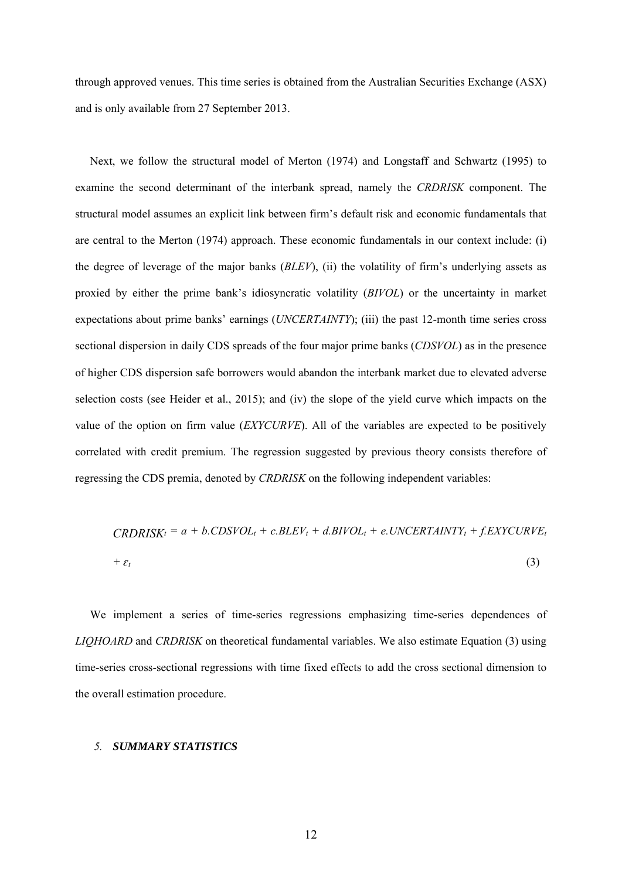through approved venues. This time series is obtained from the Australian Securities Exchange (ASX) and is only available from 27 September 2013.

Next, we follow the structural model of Merton (1974) and Longstaff and Schwartz (1995) to examine the second determinant of the interbank spread, namely the *CRDRISK* component. The structural model assumes an explicit link between firm's default risk and economic fundamentals that are central to the Merton (1974) approach. These economic fundamentals in our context include: (i) the degree of leverage of the major banks (*BLEV*), (ii) the volatility of firm's underlying assets as proxied by either the prime bank's idiosyncratic volatility (*BIVOL*) or the uncertainty in market expectations about prime banks' earnings (*UNCERTAINTY*); (iii) the past 12-month time series cross sectional dispersion in daily CDS spreads of the four major prime banks (*CDSVOL*) as in the presence of higher CDS dispersion safe borrowers would abandon the interbank market due to elevated adverse selection costs (see Heider et al., 2015); and (iv) the slope of the yield curve which impacts on the value of the option on firm value (*EXYCURVE*). All of the variables are expected to be positively correlated with credit premium. The regression suggested by previous theory consists therefore of regressing the CDS premia, denoted by *CRDRISK* on the following independent variables:

$$CRDRISK_t = a + b.CDSVOL_t + c.BLEV_t + d.BIVOL_t + e.UNCERTAINTY_t + f.EXYCURVE_t + \varepsilon_t \quad (3)$$

We implement a series of time-series regressions emphasizing time-series dependences of *LIQHOARD* and *CRDRISK* on theoretical fundamental variables. We also estimate Equation (3) using time-series cross-sectional regressions with time fixed effects to add the cross sectional dimension to the overall estimation procedure.

## 5. *SUMMARY STATISTICS*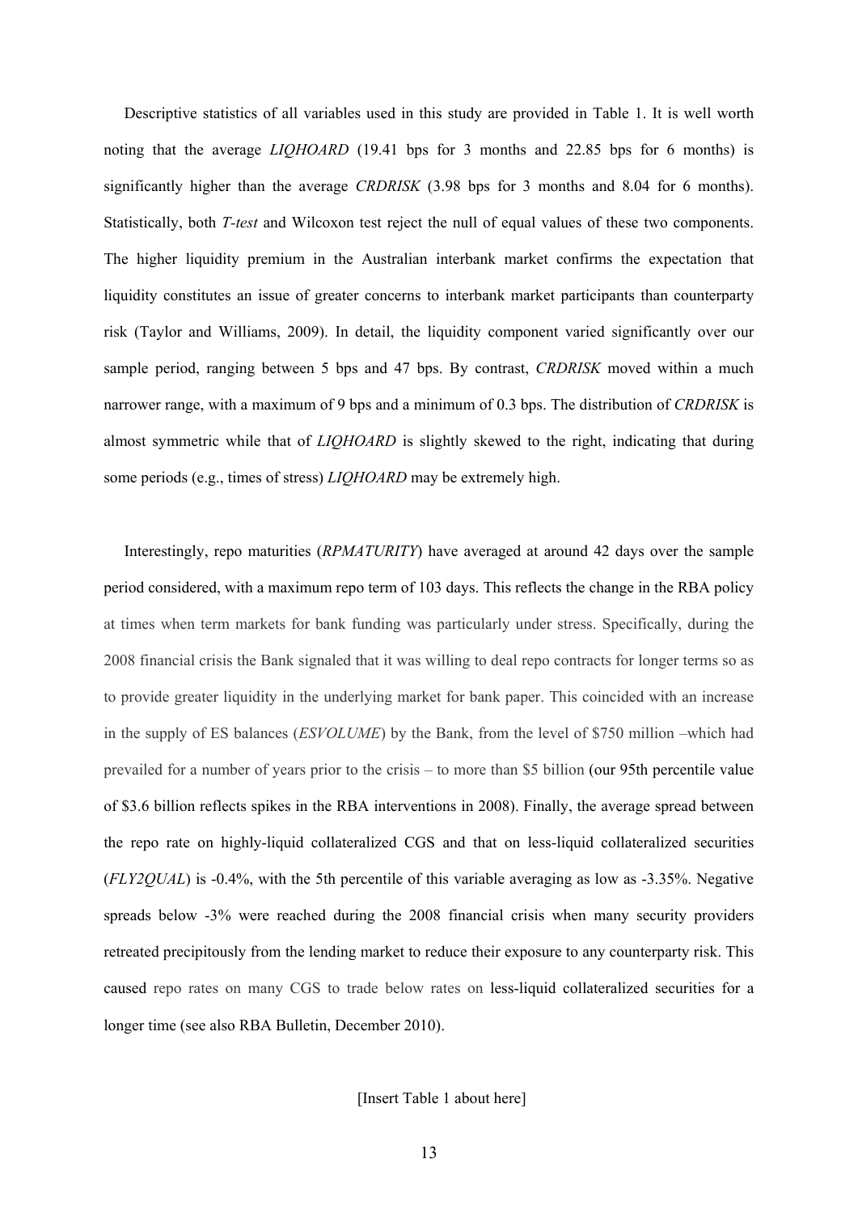Descriptive statistics of all variables used in this study are provided in Table 1. It is well worth noting that the average *LIQHOARD* (19.41 bps for 3 months and 22.85 bps for 6 months) is significantly higher than the average *CRDRISK* (3.98 bps for 3 months and 8.04 for 6 months). Statistically, both *T-test* and Wilcoxon test reject the null of equal values of these two components. The higher liquidity premium in the Australian interbank market confirms the expectation that liquidity constitutes an issue of greater concerns to interbank market participants than counterparty risk (Taylor and Williams, 2009). In detail, the liquidity component varied significantly over our sample period, ranging between 5 bps and 47 bps. By contrast, *CRDRISK* moved within a much narrower range, with a maximum of 9 bps and a minimum of 0.3 bps. The distribution of *CRDRISK* is almost symmetric while that of *LIQHOARD* is slightly skewed to the right, indicating that during some periods (e.g., times of stress) *LIQHOARD* may be extremely high.

Interestingly, repo maturities (*RPMATURITY*) have averaged at around 42 days over the sample period considered, with a maximum repo term of 103 days. This reflects the change in the RBA policy at times when term markets for bank funding was particularly under stress. Specifically, during the 2008 financial crisis the Bank signaled that it was willing to deal repo contracts for longer terms so as to provide greater liquidity in the underlying market for bank paper. This coincided with an increase in the supply of ES balances (*ESVOLUME*) by the Bank, from the level of $750 million –which had prevailed for a number of years prior to the crisis – to more than $5 billion (our 95th percentile value of $3.6 billion reflects spikes in the RBA interventions in 2008). Finally, the average spread between the repo rate on highly-liquid collateralized CGS and that on less-liquid collateralized securities (*FLY2QUAL*) is -0.4%, with the 5th percentile of this variable averaging as low as -3.35%. Negative spreads below -3% were reached during the 2008 financial crisis when many security providers retreated precipitously from the lending market to reduce their exposure to any counterparty risk. This caused repo rates on many CGS to trade below rates on less-liquid collateralized securities for a longer time (see also RBA Bulletin, December 2010).

[Insert Table 1 about here]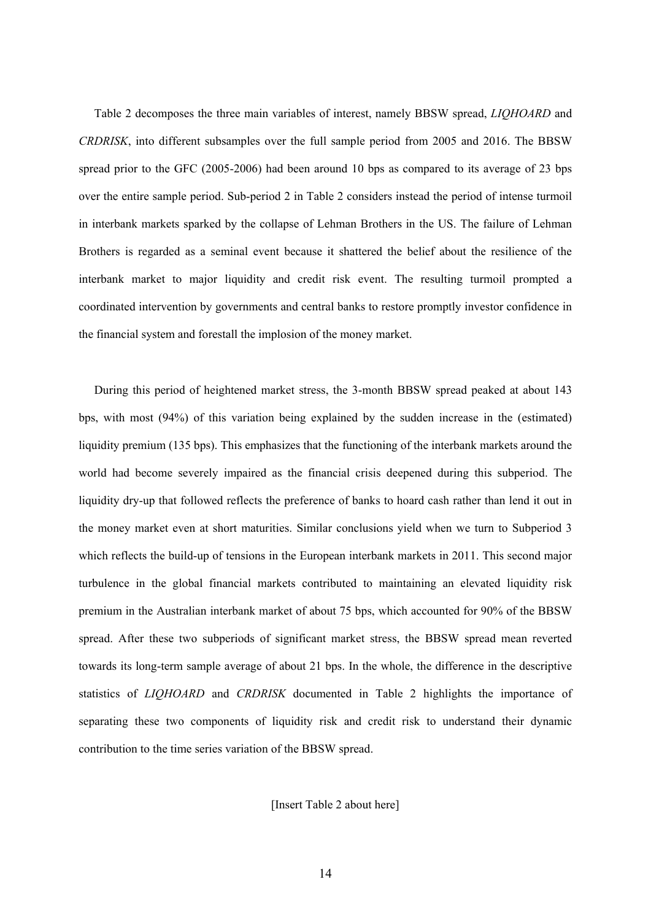Table 2 decomposes the three main variables of interest, namely BBSW spread, *LIQHOARD* and *CRDRISK*, into different subsamples over the full sample period from 2005 and 2016. The BBSW spread prior to the GFC (2005-2006) had been around 10 bps as compared to its average of 23 bps over the entire sample period. Sub-period 2 in Table 2 considers instead the period of intense turmoil in interbank markets sparked by the collapse of Lehman Brothers in the US. The failure of Lehman Brothers is regarded as a seminal event because it shattered the belief about the resilience of the interbank market to major liquidity and credit risk event. The resulting turmoil prompted a coordinated intervention by governments and central banks to restore promptly investor confidence in the financial system and forestall the implosion of the money market.

During this period of heightened market stress, the 3-month BBSW spread peaked at about 143 bps, with most (94%) of this variation being explained by the sudden increase in the (estimated) liquidity premium (135 bps). This emphasizes that the functioning of the interbank markets around the world had become severely impaired as the financial crisis deepened during this subperiod. The liquidity dry-up that followed reflects the preference of banks to hoard cash rather than lend it out in the money market even at short maturities. Similar conclusions yield when we turn to Subperiod 3 which reflects the build-up of tensions in the European interbank markets in 2011. This second major turbulence in the global financial markets contributed to maintaining an elevated liquidity risk premium in the Australian interbank market of about 75 bps, which accounted for 90% of the BBSW spread. After these two subperiods of significant market stress, the BBSW spread mean reverted towards its long-term sample average of about 21 bps. In the whole, the difference in the descriptive statistics of *LIQHOARD* and *CRDRISK* documented in Table 2 highlights the importance of separating these two components of liquidity risk and credit risk to understand their dynamic contribution to the time series variation of the BBSW spread.

[Insert Table 2 about here]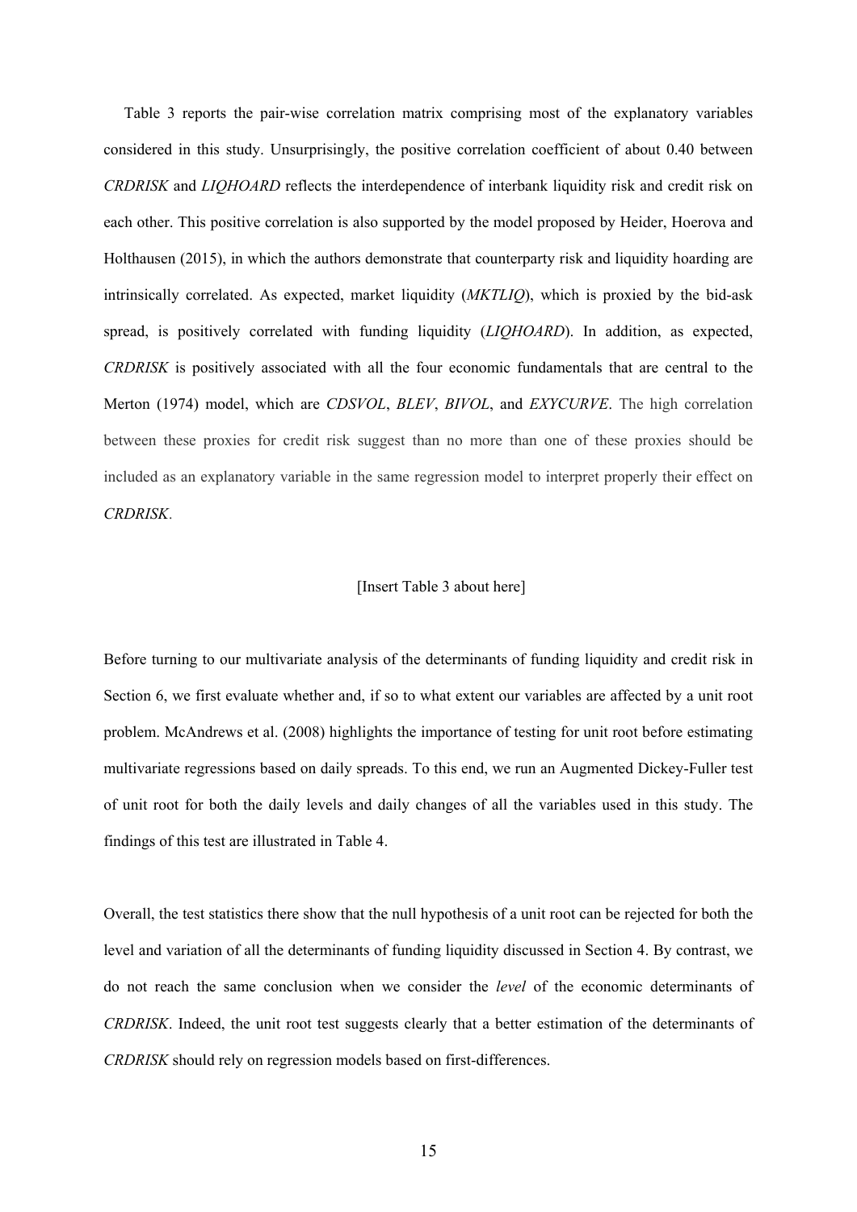Table 3 reports the pair-wise correlation matrix comprising most of the explanatory variables considered in this study. Unsurprisingly, the positive correlation coefficient of about 0.40 between *CRDRISK* and *LIQHOARD* reflects the interdependence of interbank liquidity risk and credit risk on each other. This positive correlation is also supported by the model proposed by Heider, Hoerova and Holthausen (2015), in which the authors demonstrate that counterparty risk and liquidity hoarding are intrinsically correlated. As expected, market liquidity (*MKTLIQ*), which is proxied by the bid-ask spread, is positively correlated with funding liquidity (*LIQHOARD*). In addition, as expected, *CRDRISK* is positively associated with all the four economic fundamentals that are central to the Merton (1974) model, which are *CDSVOL*, *BLEV*, *BIVOL*, and *EXYCURVE*. The high correlation between these proxies for credit risk suggest than no more than one of these proxies should be included as an explanatory variable in the same regression model to interpret properly their effect on *CRDRISK*.

[Insert Table 3 about here]

Before turning to our multivariate analysis of the determinants of funding liquidity and credit risk in Section 6, we first evaluate whether and, if so to what extent our variables are affected by a unit root problem. McAndrews et al. (2008) highlights the importance of testing for unit root before estimating multivariate regressions based on daily spreads. To this end, we run an Augmented Dickey-Fuller test of unit root for both the daily levels and daily changes of all the variables used in this study. The findings of this test are illustrated in Table 4.

Overall, the test statistics there show that the null hypothesis of a unit root can be rejected for both the level and variation of all the determinants of funding liquidity discussed in Section 4. By contrast, we do not reach the same conclusion when we consider the *level* of the economic determinants of *CRDRISK*. Indeed, the unit root test suggests clearly that a better estimation of the determinants of *CRDRISK* should rely on regression models based on first-differences.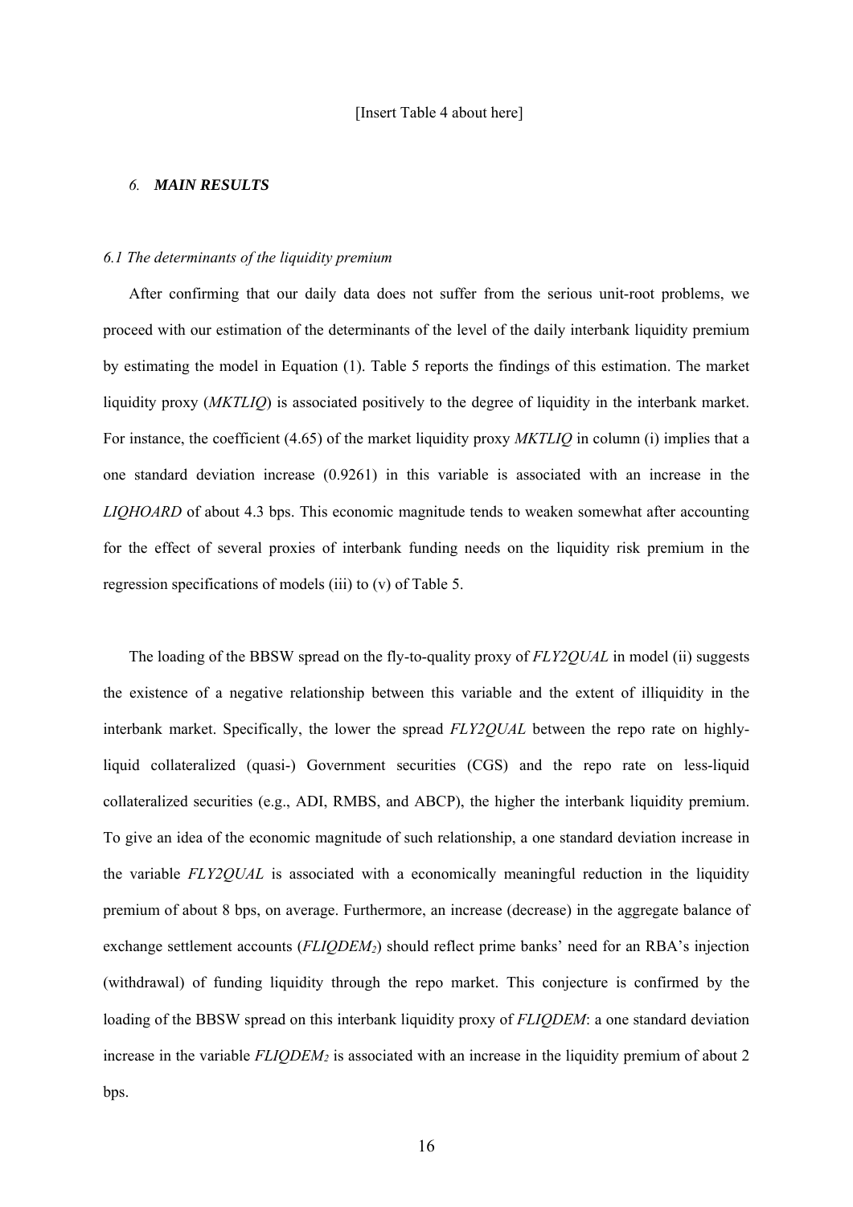[Insert Table 4 about here]

## 6. *MAIN RESULTS*

### *6.1 The determinants of the liquidity premium*

After confirming that our daily data does not suffer from the serious unit-root problems, we proceed with our estimation of the determinants of the level of the daily interbank liquidity premium by estimating the model in Equation (1). Table 5 reports the findings of this estimation. The market liquidity proxy (*MKTLIQ*) is associated positively to the degree of liquidity in the interbank market. For instance, the coefficient (4.65) of the market liquidity proxy *MKTLIQ* in column (i) implies that a one standard deviation increase (0.9261) in this variable is associated with an increase in the *LIQHOARD* of about 4.3 bps. This economic magnitude tends to weaken somewhat after accounting for the effect of several proxies of interbank funding needs on the liquidity risk premium in the regression specifications of models (iii) to (v) of Table 5.

The loading of the BBSW spread on the fly-to-quality proxy of *FLY2QUAL* in model (ii) suggests the existence of a negative relationship between this variable and the extent of illiquidity in the interbank market. Specifically, the lower the spread *FLY2QUAL* between the repo rate on highly-liquid collateralized (quasi-) Government securities (CGS) and the repo rate on less-liquid collateralized securities (e.g., ADI, RMBS, and ABCP), the higher the interbank liquidity premium. To give an idea of the economic magnitude of such relationship, a one standard deviation increase in the variable *FLY2QUAL* is associated with a economically meaningful reduction in the liquidity premium of about 8 bps, on average. Furthermore, an increase (decrease) in the aggregate balance of exchange settlement accounts ($FLIQDEM_2$) should reflect prime banks' need for an RBA's injection (withdrawal) of funding liquidity through the repo market. This conjecture is confirmed by the loading of the BBSW spread on this interbank liquidity proxy of *FLIQDEM*: a one standard deviation increase in the variable $FLIQDEM_2$ is associated with an increase in the liquidity premium of about 2 bps.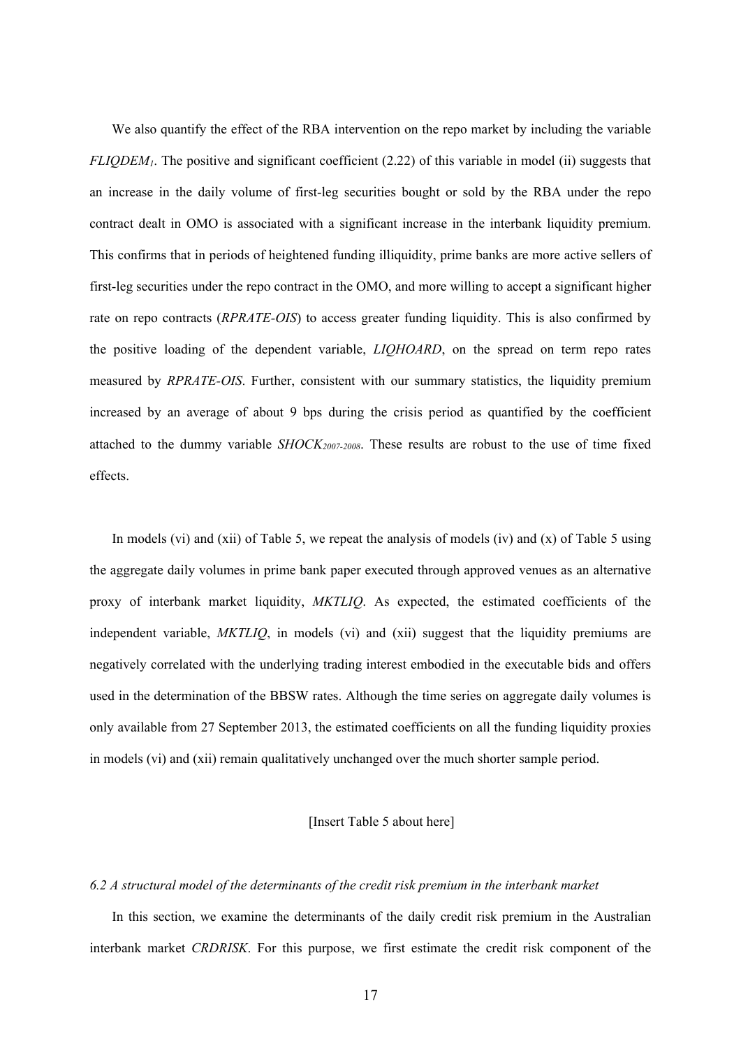We also quantify the effect of the RBA intervention on the repo market by including the variable *$FLIQDEM_1$*. The positive and significant coefficient (2.22) of this variable in model (ii) suggests that an increase in the daily volume of first-leg securities bought or sold by the RBA under the repo contract dealt in OMO is associated with a significant increase in the interbank liquidity premium. This confirms that in periods of heightened funding illiquidity, prime banks are more active sellers of first-leg securities under the repo contract in the OMO, and more willing to accept a significant higher rate on repo contracts (*RPRATE-OIS*) to access greater funding liquidity. This is also confirmed by the positive loading of the dependent variable, *LIQHOARD*, on the spread on term repo rates measured by *RPRATE-OIS*. Further, consistent with our summary statistics, the liquidity premium increased by an average of about 9 bps during the crisis period as quantified by the coefficient attached to the dummy variable *$SHOCK_{2007\text{-}2008}$*. These results are robust to the use of time fixed effects.

In models (vi) and (xii) of Table 5, we repeat the analysis of models (iv) and (x) of Table 5 using the aggregate daily volumes in prime bank paper executed through approved venues as an alternative proxy of interbank market liquidity, *MKTLIQ*. As expected, the estimated coefficients of the independent variable, *MKTLIQ*, in models (vi) and (xii) suggest that the liquidity premiums are negatively correlated with the underlying trading interest embodied in the executable bids and offers used in the determination of the BBSW rates. Although the time series on aggregate daily volumes is only available from 27 September 2013, the estimated coefficients on all the funding liquidity proxies in models (vi) and (xii) remain qualitatively unchanged over the much shorter sample period.

[Insert Table 5 about here]

### *6.2 A structural model of the determinants of the credit risk premium in the interbank market*

In this section, we examine the determinants of the daily credit risk premium in the Australian interbank market *CRDRISK*. For this purpose, we first estimate the credit risk component of the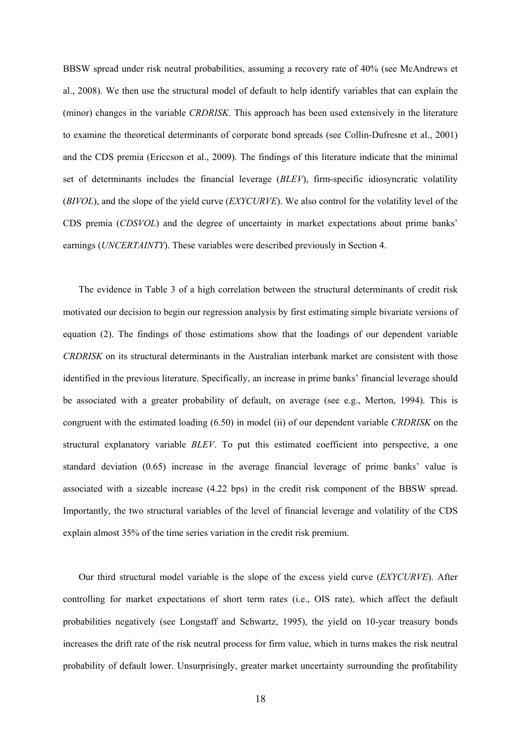BBSW spread under risk neutral probabilities, assuming a recovery rate of 40% (see McAndrews et al., 2008). We then use the structural model of default to help identify variables that can explain the (minor) changes in the variable *CRDRISK*. This approach has been used extensively in the literature to examine the theoretical determinants of corporate bond spreads (see Collin-Dufresne et al., 2001) and the CDS premia (Ericcson et al., 2009). The findings of this literature indicate that the minimal set of determinants includes the financial leverage (*BLEV*), firm-specific idiosyncratic volatility (*BIVOL*), and the slope of the yield curve (*EXYCURVE*). We also control for the volatility level of the CDS premia (*CDSVOL*) and the degree of uncertainty in market expectations about prime banks' earnings (*UNCERTAINTY*). These variables were described previously in Section 4.

The evidence in Table 3 of a high correlation between the structural determinants of credit risk motivated our decision to begin our regression analysis by first estimating simple bivariate versions of equation (2). The findings of those estimations show that the loadings of our dependent variable *CRDRISK* on its structural determinants in the Australian interbank market are consistent with those identified in the previous literature. Specifically, an increase in prime banks' financial leverage should be associated with a greater probability of default, on average (see e.g., Merton, 1994). This is congruent with the estimated loading (6.50) in model (ii) of our dependent variable *CRDRISK* on the structural explanatory variable *BLEV*. To put this estimated coefficient into perspective, a one standard deviation (0.65) increase in the average financial leverage of prime banks' value is associated with a sizeable increase (4.22 bps) in the credit risk component of the BBSW spread. Importantly, the two structural variables of the level of financial leverage and volatility of the CDS explain almost 35% of the time series variation in the credit risk premium.

Our third structural model variable is the slope of the excess yield curve (*EXYCURVE*). After controlling for market expectations of short term rates (i.e., OIS rate), which affect the default probabilities negatively (see Longstaff and Schwartz, 1995), the yield on 10-year treasury bonds increases the drift rate of the risk neutral process for firm value, which in turns makes the risk neutral probability of default lower. Unsurprisingly, greater market uncertainty surrounding the profitability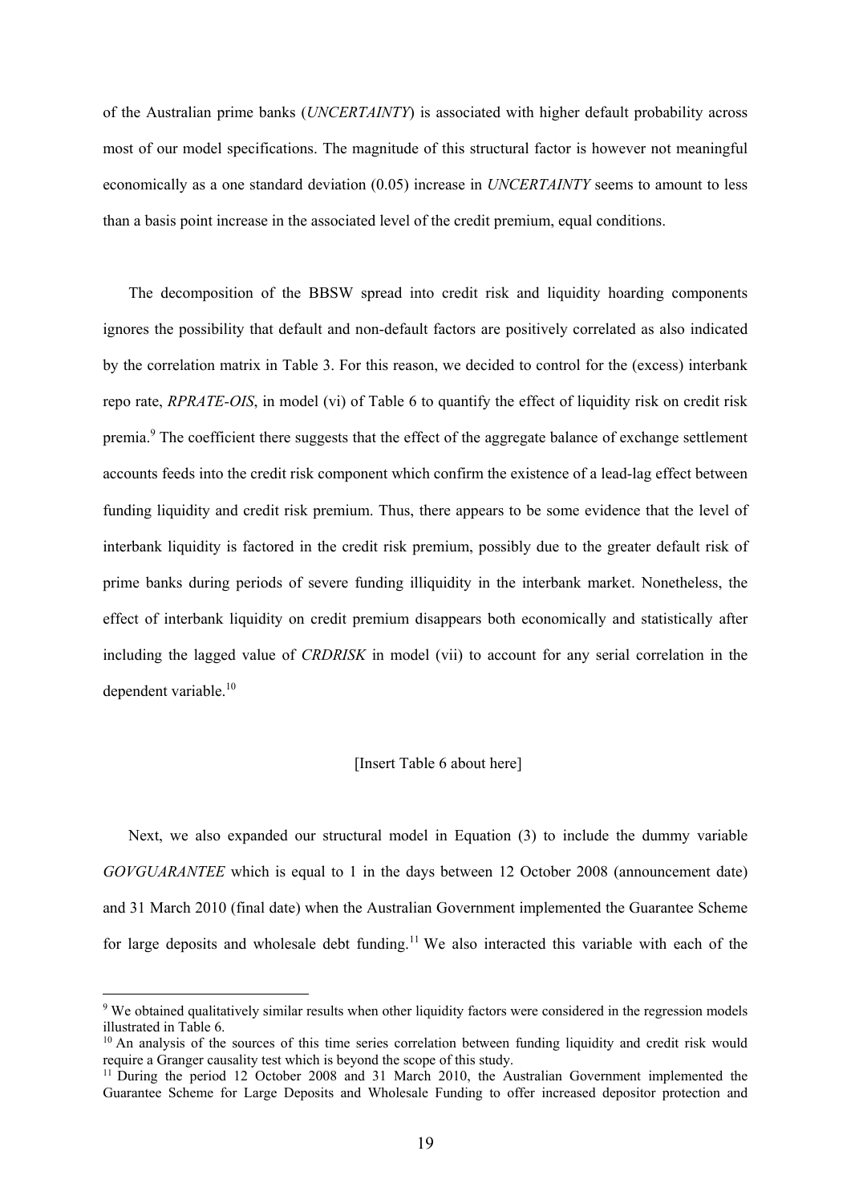of the Australian prime banks (*UNCERTAINTY*) is associated with higher default probability across most of our model specifications. The magnitude of this structural factor is however not meaningful economically as a one standard deviation (0.05) increase in *UNCERTAINTY* seems to amount to less than a basis point increase in the associated level of the credit premium, equal conditions.

The decomposition of the BBSW spread into credit risk and liquidity hoarding components ignores the possibility that default and non-default factors are positively correlated as also indicated by the correlation matrix in Table 3. For this reason, we decided to control for the (excess) interbank repo rate, *RPRATE-OIS*, in model (vi) of Table 6 to quantify the effect of liquidity risk on credit risk premia.[9] The coefficient there suggests that the effect of the aggregate balance of exchange settlement accounts feeds into the credit risk component which confirm the existence of a lead-lag effect between funding liquidity and credit risk premium. Thus, there appears to be some evidence that the level of interbank liquidity is factored in the credit risk premium, possibly due to the greater default risk of prime banks during periods of severe funding illiquidity in the interbank market. Nonetheless, the effect of interbank liquidity on credit premium disappears both economically and statistically after including the lagged value of *CRDRISK* in model (vii) to account for any serial correlation in the dependent variable.[10]

[Insert Table 6 about here]

Next, we also expanded our structural model in Equation (3) to include the dummy variable *GOVGUARANTEE* which is equal to 1 in the days between 12 October 2008 (announcement date) and 31 March 2010 (final date) when the Australian Government implemented the Guarantee Scheme for large deposits and wholesale debt funding.[11] We also interacted this variable with each of the

[9] We obtained qualitatively similar results when other liquidity factors were considered in the regression models illustrated in Table 6.

[10] An analysis of the sources of this time series correlation between funding liquidity and credit risk would require a Granger causality test which is beyond the scope of this study.

[11] During the period 12 October 2008 and 31 March 2010, the Australian Government implemented the Guarantee Scheme for Large Deposits and Wholesale Funding to offer increased depositor protection and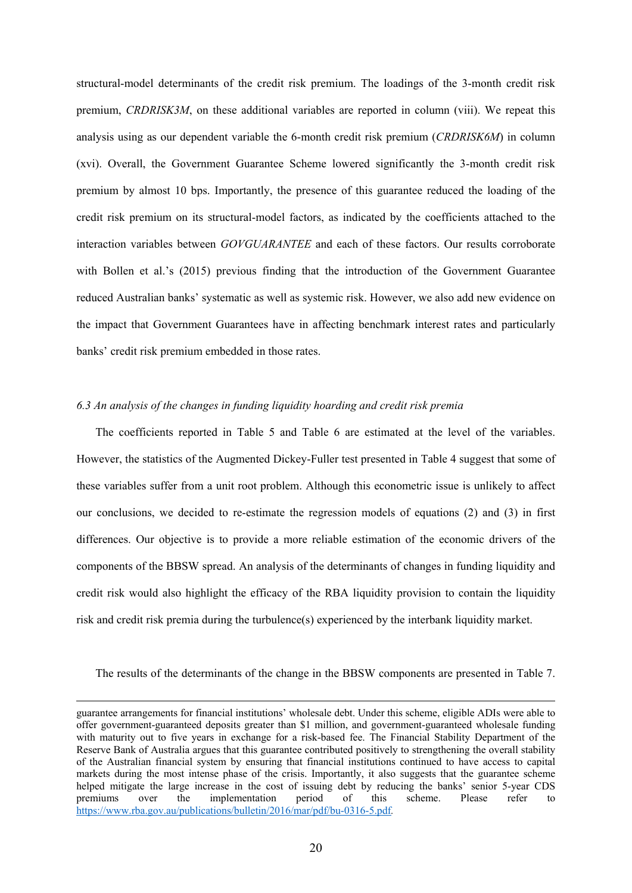structural-model determinants of the credit risk premium. The loadings of the 3-month credit risk premium, *CRDRISK3M*, on these additional variables are reported in column (viii). We repeat this analysis using as our dependent variable the 6-month credit risk premium (*CRDRISK6M*) in column (xvi). Overall, the Government Guarantee Scheme lowered significantly the 3-month credit risk premium by almost 10 bps. Importantly, the presence of this guarantee reduced the loading of the credit risk premium on its structural-model factors, as indicated by the coefficients attached to the interaction variables between *GOVGUARANTEE* and each of these factors. Our results corroborate with Bollen et al.'s (2015) previous finding that the introduction of the Government Guarantee reduced Australian banks' systematic as well as systemic risk. However, we also add new evidence on the impact that Government Guarantees have in affecting benchmark interest rates and particularly banks' credit risk premium embedded in those rates.

### *6.3 An analysis of the changes in funding liquidity hoarding and credit risk premia*

The coefficients reported in Table 5 and Table 6 are estimated at the level of the variables. However, the statistics of the Augmented Dickey-Fuller test presented in Table 4 suggest that some of these variables suffer from a unit root problem. Although this econometric issue is unlikely to affect our conclusions, we decided to re-estimate the regression models of equations (2) and (3) in first differences. Our objective is to provide a more reliable estimation of the economic drivers of the components of the BBSW spread. An analysis of the determinants of changes in funding liquidity and credit risk would also highlight the efficacy of the RBA liquidity provision to contain the liquidity risk and credit risk premia during the turbulence(s) experienced by the interbank liquidity market.

The results of the determinants of the change in the BBSW components are presented in Table 7.

---

guarantee arrangements for financial institutions' wholesale debt. Under this scheme, eligible ADIs were able to offer government-guaranteed deposits greater than $1 million, and government-guaranteed wholesale funding with maturity out to five years in exchange for a risk-based fee. The Financial Stability Department of the Reserve Bank of Australia argues that this guarantee contributed positively to strengthening the overall stability of the Australian financial system by ensuring that financial institutions continued to have access to capital markets during the most intense phase of the crisis. Importantly, it also suggests that the guarantee scheme helped mitigate the large increase in the cost of issuing debt by reducing the banks' senior 5-year CDS premiums over the implementation period of this scheme. Please refer to https://www.rba.gov.au/publications/bulletin/2016/mar/pdf/bu-0316-5.pdf.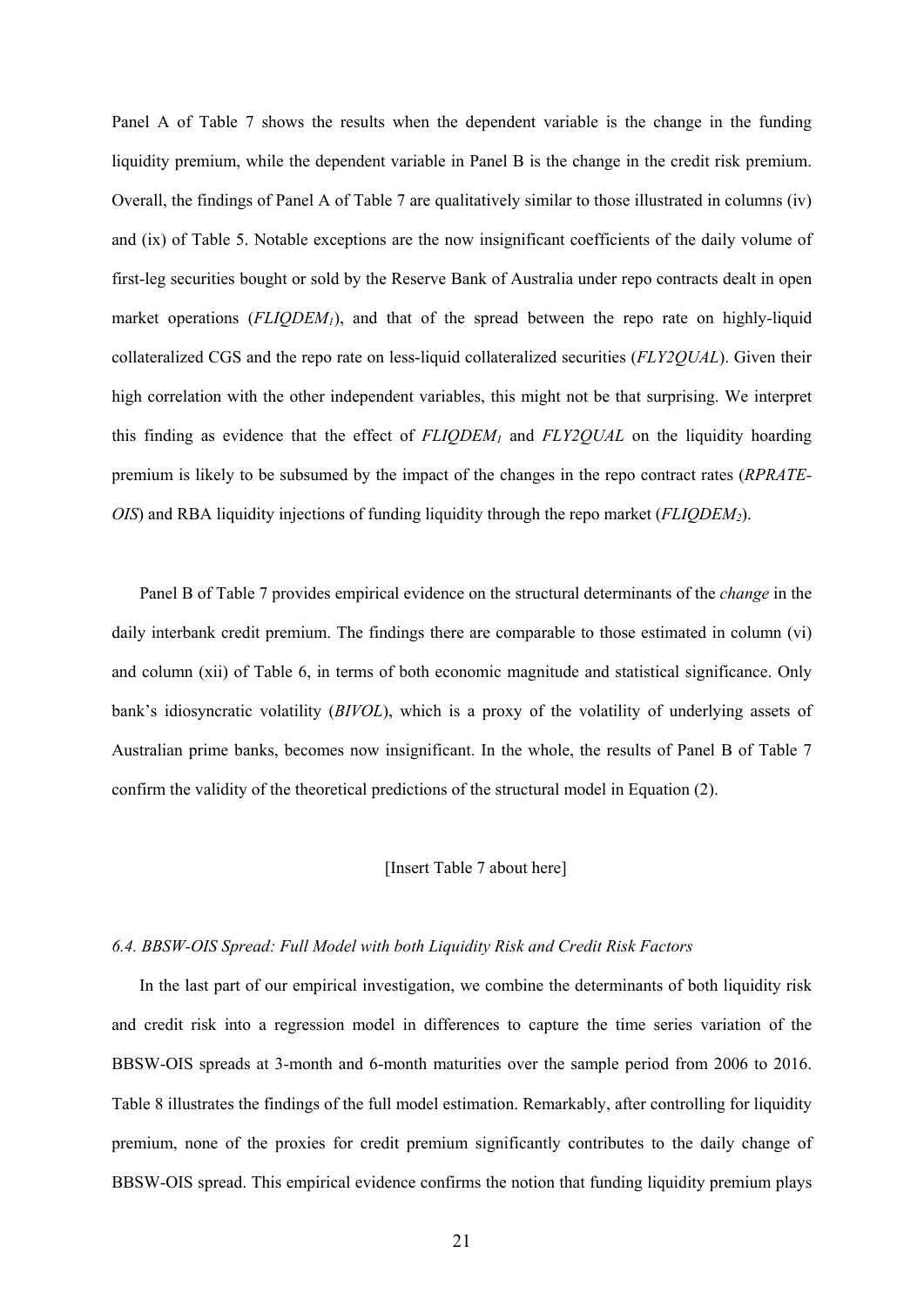Panel A of Table 7 shows the results when the dependent variable is the change in the funding liquidity premium, while the dependent variable in Panel B is the change in the credit risk premium. Overall, the findings of Panel A of Table 7 are qualitatively similar to those illustrated in columns (iv) and (ix) of Table 5. Notable exceptions are the now insignificant coefficients of the daily volume of first-leg securities bought or sold by the Reserve Bank of Australia under repo contracts dealt in open market operations (*FLIQDEM*$_1$), and that of the spread between the repo rate on highly-liquid collateralized CGS and the repo rate on less-liquid collateralized securities (*FLY2QUAL*). Given their high correlation with the other independent variables, this might not be that surprising. We interpret this finding as evidence that the effect of *FLIQDEM*$_1$ and *FLY2QUAL* on the liquidity hoarding premium is likely to be subsumed by the impact of the changes in the repo contract rates (*RPRATE-OIS*) and RBA liquidity injections of funding liquidity through the repo market (*FLIQDEM*$_2$).

Panel B of Table 7 provides empirical evidence on the structural determinants of the *change* in the daily interbank credit premium. The findings there are comparable to those estimated in column (vi) and column (xii) of Table 6, in terms of both economic magnitude and statistical significance. Only bank's idiosyncratic volatility (*BIVOL*), which is a proxy of the volatility of underlying assets of Australian prime banks, becomes now insignificant. In the whole, the results of Panel B of Table 7 confirm the validity of the theoretical predictions of the structural model in Equation (2).

[Insert Table 7 about here]

### *6.4. BBSW-OIS Spread: Full Model with both Liquidity Risk and Credit Risk Factors*

In the last part of our empirical investigation, we combine the determinants of both liquidity risk and credit risk into a regression model in differences to capture the time series variation of the BBSW-OIS spreads at 3-month and 6-month maturities over the sample period from 2006 to 2016. Table 8 illustrates the findings of the full model estimation. Remarkably, after controlling for liquidity premium, none of the proxies for credit premium significantly contributes to the daily change of BBSW-OIS spread. This empirical evidence confirms the notion that funding liquidity premium plays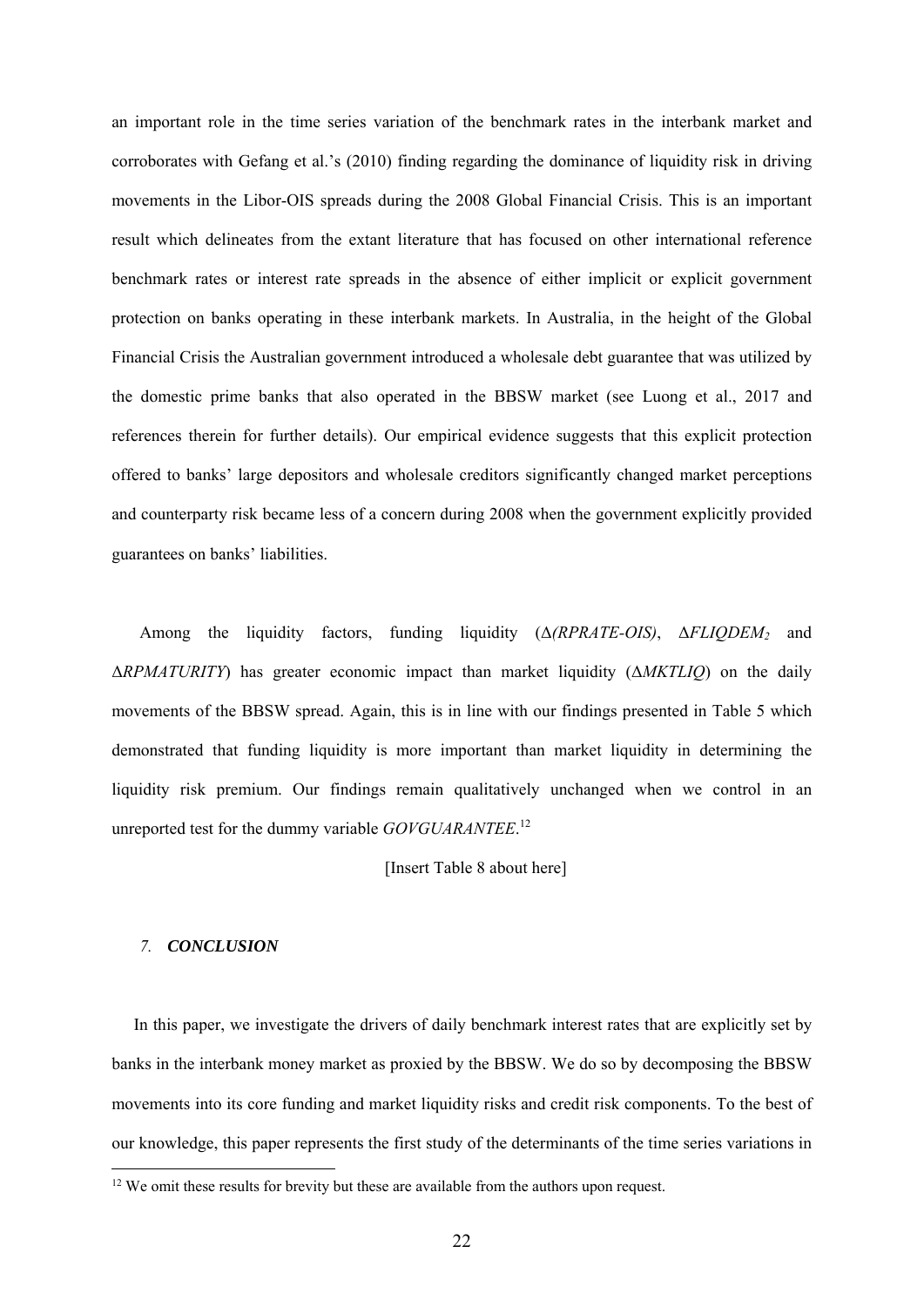an important role in the time series variation of the benchmark rates in the interbank market and corroborates with Gefang et al.'s (2010) finding regarding the dominance of liquidity risk in driving movements in the Libor-OIS spreads during the 2008 Global Financial Crisis. This is an important result which delineates from the extant literature that has focused on other international reference benchmark rates or interest rate spreads in the absence of either implicit or explicit government protection on banks operating in these interbank markets. In Australia, in the height of the Global Financial Crisis the Australian government introduced a wholesale debt guarantee that was utilized by the domestic prime banks that also operated in the BBSW market (see Luong et al., 2017 and references therein for further details). Our empirical evidence suggests that this explicit protection offered to banks' large depositors and wholesale creditors significantly changed market perceptions and counterparty risk became less of a concern during 2008 when the government explicitly provided guarantees on banks' liabilities.

Among the liquidity factors, funding liquidity ($\Delta$*(RPRATE-OIS)*, $\Delta FLIQDEM_2$ and $\Delta$*RPMATURITY*) has greater economic impact than market liquidity ($\Delta$*MKTLIQ*) on the daily movements of the BBSW spread. Again, this is in line with our findings presented in Table 5 which demonstrated that funding liquidity is more important than market liquidity in determining the liquidity risk premium. Our findings remain qualitatively unchanged when we control in an unreported test for the dummy variable *GOVGUARANTEE*.[12]

[Insert Table 8 about here]

## 7. CONCLUSION

In this paper, we investigate the drivers of daily benchmark interest rates that are explicitly set by banks in the interbank money market as proxied by the BBSW. We do so by decomposing the BBSW movements into its core funding and market liquidity risks and credit risk components. To the best of our knowledge, this paper represents the first study of the determinants of the time series variations in

[12] We omit these results for brevity but these are available from the authors upon request.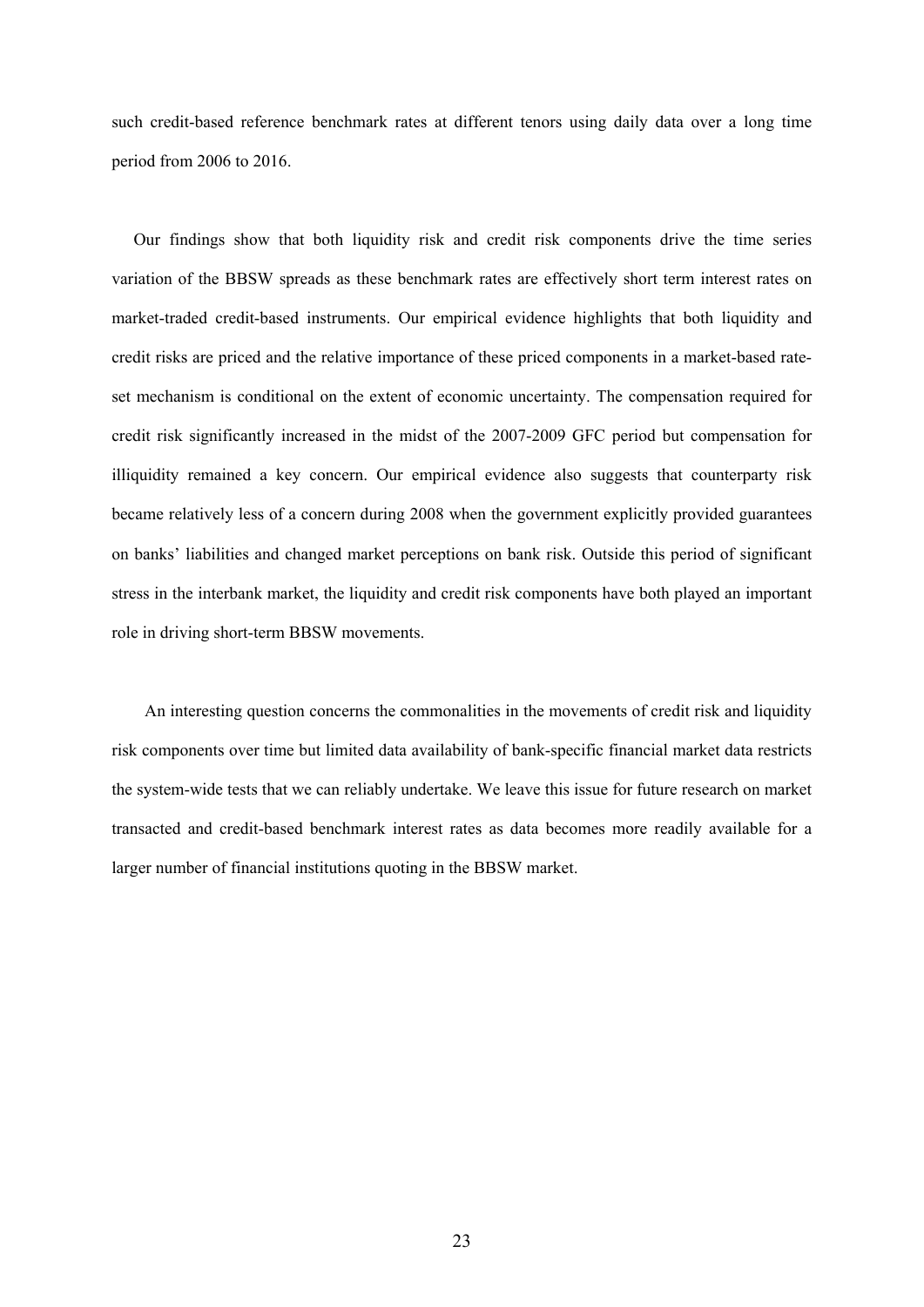such credit-based reference benchmark rates at different tenors using daily data over a long time period from 2006 to 2016.

Our findings show that both liquidity risk and credit risk components drive the time series variation of the BBSW spreads as these benchmark rates are effectively short term interest rates on market-traded credit-based instruments. Our empirical evidence highlights that both liquidity and credit risks are priced and the relative importance of these priced components in a market-based rate-set mechanism is conditional on the extent of economic uncertainty. The compensation required for credit risk significantly increased in the midst of the 2007-2009 GFC period but compensation for illiquidity remained a key concern. Our empirical evidence also suggests that counterparty risk became relatively less of a concern during 2008 when the government explicitly provided guarantees on banks' liabilities and changed market perceptions on bank risk. Outside this period of significant stress in the interbank market, the liquidity and credit risk components have both played an important role in driving short-term BBSW movements.

An interesting question concerns the commonalities in the movements of credit risk and liquidity risk components over time but limited data availability of bank-specific financial market data restricts the system-wide tests that we can reliably undertake. We leave this issue for future research on market transacted and credit-based benchmark interest rates as data becomes more readily available for a larger number of financial institutions quoting in the BBSW market.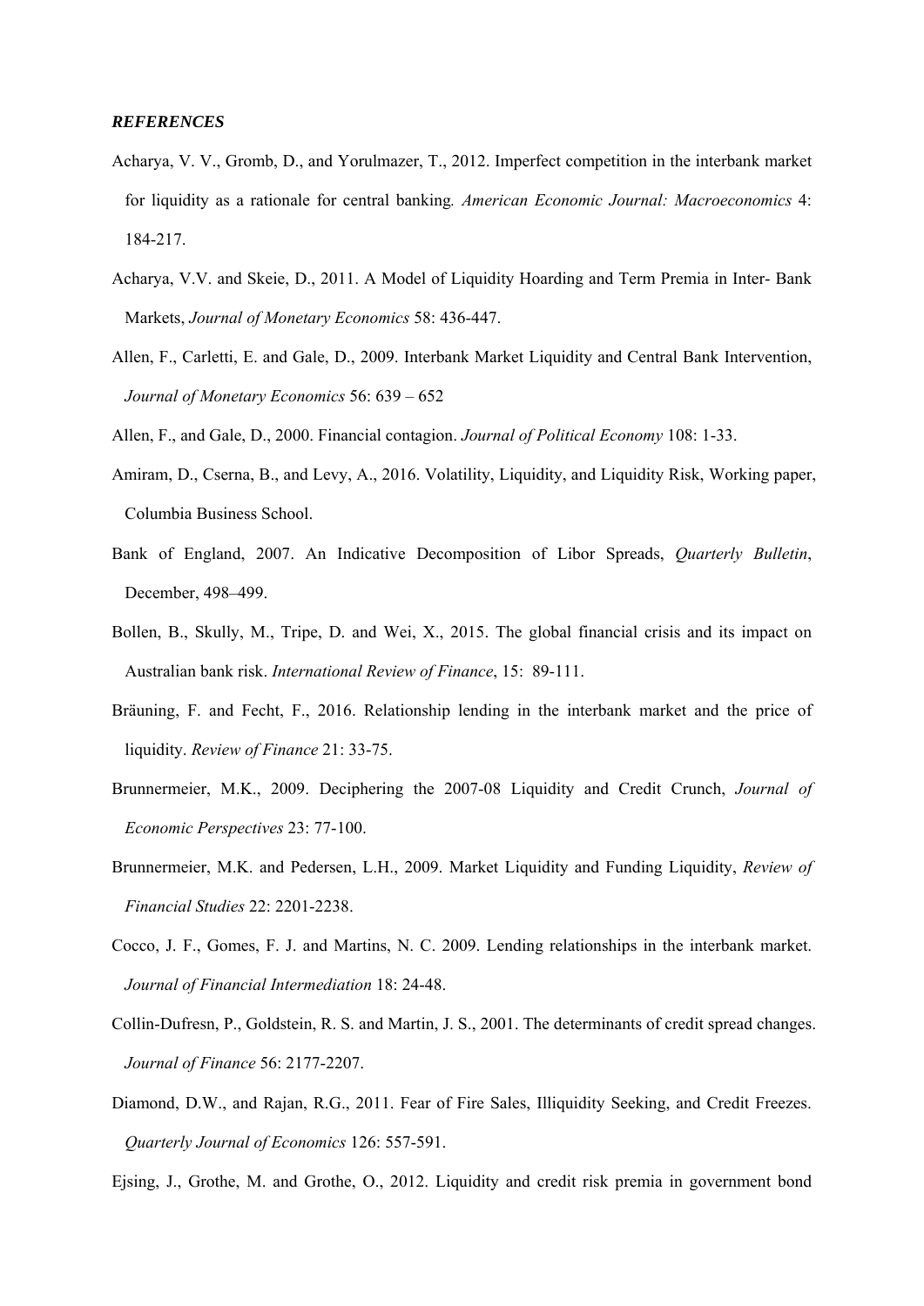***REFERENCES***

Acharya, V. V., Gromb, D., and Yorulmazer, T., 2012. Imperfect competition in the interbank market for liquidity as a rationale for central banking*. American Economic Journal: Macroeconomics* 4: 184-217.

Acharya, V.V. and Skeie, D., 2011. A Model of Liquidity Hoarding and Term Premia in Inter- Bank Markets, *Journal of Monetary Economics* 58: 436-447.

Allen, F., Carletti, E. and Gale, D., 2009. Interbank Market Liquidity and Central Bank Intervention, *Journal of Monetary Economics* 56: 639 – 652

Allen, F., and Gale, D., 2000. Financial contagion. *Journal of Political Economy* 108: 1-33.

Amiram, D., Cserna, B., and Levy, A., 2016. Volatility, Liquidity, and Liquidity Risk, Working paper, Columbia Business School.

Bank of England, 2007. An Indicative Decomposition of Libor Spreads, *Quarterly Bulletin*, December, 498–499.

Bollen, B., Skully, M., Tripe, D. and Wei, X., 2015. The global financial crisis and its impact on Australian bank risk. *International Review of Finance*, 15: 89-111.

Bräuning, F. and Fecht, F., 2016. Relationship lending in the interbank market and the price of liquidity. *Review of Finance* 21: 33-75.

Brunnermeier, M.K., 2009. Deciphering the 2007-08 Liquidity and Credit Crunch, *Journal of Economic Perspectives* 23: 77-100.

Brunnermeier, M.K. and Pedersen, L.H., 2009. Market Liquidity and Funding Liquidity, *Review of Financial Studies* 22: 2201-2238.

Cocco, J. F., Gomes, F. J. and Martins, N. C. 2009. Lending relationships in the interbank market. *Journal of Financial Intermediation* 18: 24-48.

Collin-Dufresn, P., Goldstein, R. S. and Martin, J. S., 2001. The determinants of credit spread changes. *Journal of Finance* 56: 2177-2207.

Diamond, D.W., and Rajan, R.G., 2011. Fear of Fire Sales, Illiquidity Seeking, and Credit Freezes. *Quarterly Journal of Economics* 126: 557-591.

Ejsing, J., Grothe, M. and Grothe, O., 2012. Liquidity and credit risk premia in government bond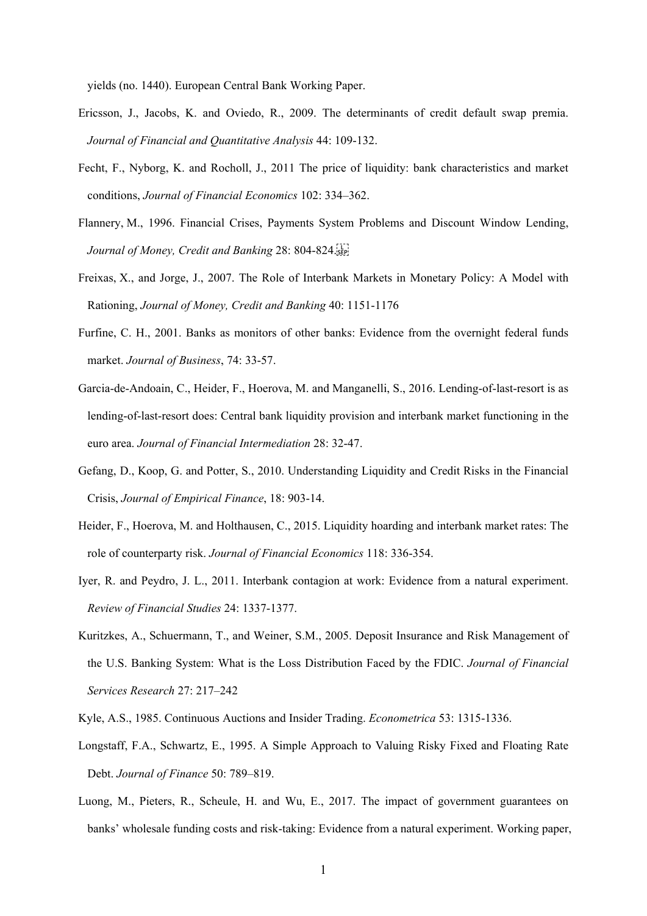yields (no. 1440). European Central Bank Working Paper.

Ericsson, J., Jacobs, K. and Oviedo, R., 2009. The determinants of credit default swap premia. *Journal of Financial and Quantitative Analysis* 44: 109-132.

Fecht, F., Nyborg, K. and Rocholl, J., 2011 The price of liquidity: bank characteristics and market conditions, *Journal of Financial Economics* 102: 334–362.

Flannery, M., 1996. Financial Crises, Payments System Problems and Discount Window Lending, *Journal of Money, Credit and Banking* 28: 804-824.

Freixas, X., and Jorge, J., 2007. The Role of Interbank Markets in Monetary Policy: A Model with Rationing, *Journal of Money, Credit and Banking* 40: 1151-1176

Furfine, C. H., 2001. Banks as monitors of other banks: Evidence from the overnight federal funds market. *Journal of Business*, 74: 33-57.

Garcia-de-Andoain, C., Heider, F., Hoerova, M. and Manganelli, S., 2016. Lending-of-last-resort is as lending-of-last-resort does: Central bank liquidity provision and interbank market functioning in the euro area. *Journal of Financial Intermediation* 28: 32-47.

Gefang, D., Koop, G. and Potter, S., 2010. Understanding Liquidity and Credit Risks in the Financial Crisis, *Journal of Empirical Finance*, 18: 903-14.

Heider, F., Hoerova, M. and Holthausen, C., 2015. Liquidity hoarding and interbank market rates: The role of counterparty risk. *Journal of Financial Economics* 118: 336-354.

Iyer, R. and Peydro, J. L., 2011. Interbank contagion at work: Evidence from a natural experiment. *Review of Financial Studies* 24: 1337-1377.

Kuritzkes, A., Schuermann, T., and Weiner, S.M., 2005. Deposit Insurance and Risk Management of the U.S. Banking System: What is the Loss Distribution Faced by the FDIC. *Journal of Financial Services Research* 27: 217–242

Kyle, A.S., 1985. Continuous Auctions and Insider Trading. *Econometrica* 53: 1315-1336.

Longstaff, F.A., Schwartz, E., 1995. A Simple Approach to Valuing Risky Fixed and Floating Rate Debt. *Journal of Finance* 50: 789–819.

Luong, M., Pieters, R., Scheule, H. and Wu, E., 2017. The impact of government guarantees on banks' wholesale funding costs and risk-taking: Evidence from a natural experiment. Working paper,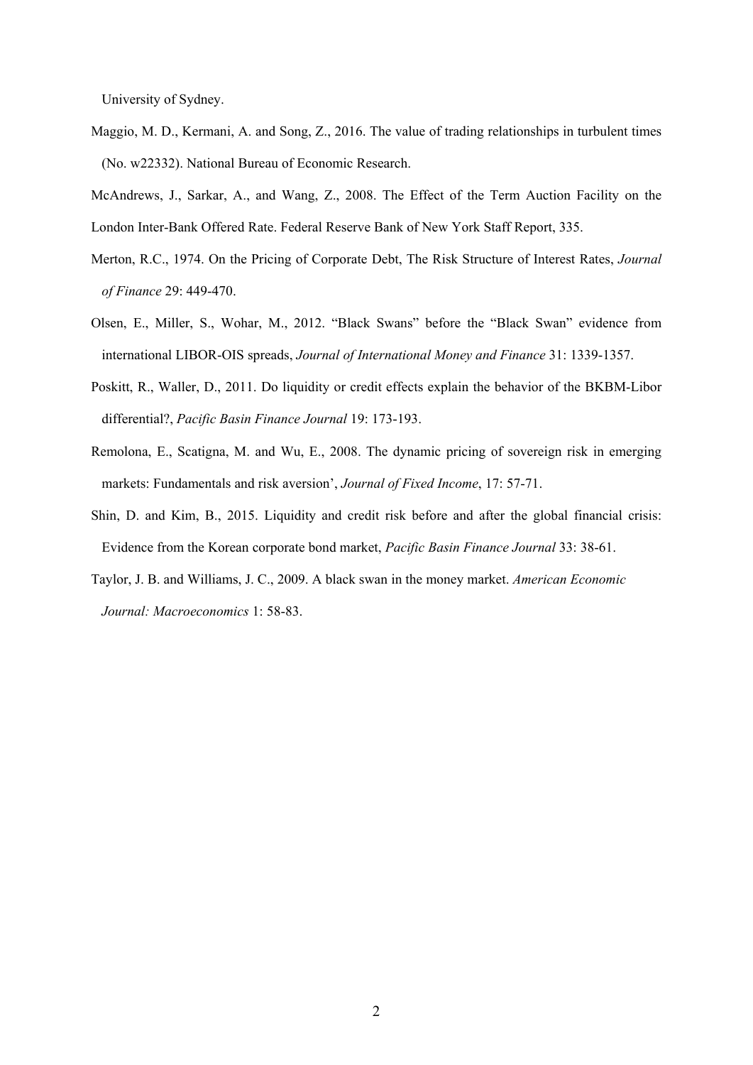University of Sydney.

Maggio, M. D., Kermani, A. and Song, Z., 2016. The value of trading relationships in turbulent times (No. w22332). National Bureau of Economic Research.

McAndrews, J., Sarkar, A., and Wang, Z., 2008. The Effect of the Term Auction Facility on the London Inter-Bank Offered Rate. Federal Reserve Bank of New York Staff Report, 335.

Merton, R.C., 1974. On the Pricing of Corporate Debt, The Risk Structure of Interest Rates, *Journal of Finance* 29: 449-470.

Olsen, E., Miller, S., Wohar, M., 2012. "Black Swans" before the "Black Swan" evidence from international LIBOR-OIS spreads, *Journal of International Money and Finance* 31: 1339-1357.

Poskitt, R., Waller, D., 2011. Do liquidity or credit effects explain the behavior of the BKBM-Libor differential?, *Pacific Basin Finance Journal* 19: 173-193.

Remolona, E., Scatigna, M. and Wu, E., 2008. The dynamic pricing of sovereign risk in emerging markets: Fundamentals and risk aversion', *Journal of Fixed Income*, 17: 57-71.

Shin, D. and Kim, B., 2015. Liquidity and credit risk before and after the global financial crisis: Evidence from the Korean corporate bond market, *Pacific Basin Finance Journal* 33: 38-61.

Taylor, J. B. and Williams, J. C., 2009. A black swan in the money market. *American Economic Journal: Macroeconomics* 1: 58-83.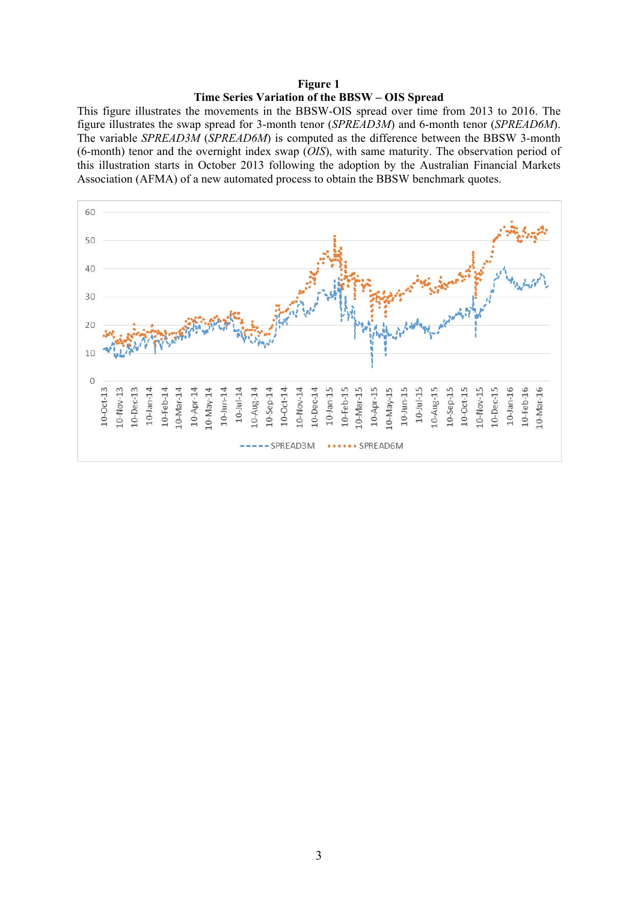**Figure 1**

**Time Series Variation of the BBSW – OIS Spread**

This figure illustrates the movements in the BBSW-OIS spread over time from 2013 to 2016. The figure illustrates the swap spread for 3-month tenor (*SPREAD3M*) and 6-month tenor (*SPREAD6M*). The variable *SPREAD3M* (*SPREAD6M*) is computed as the difference between the BBSW 3-month (6-month) tenor and the overnight index swap (*OIS*), with same maturity. The observation period of this illustration starts in October 2013 following the adoption by the Australian Financial Markets Association (AFMA) of a new automated process to obtain the BBSW benchmark quotes.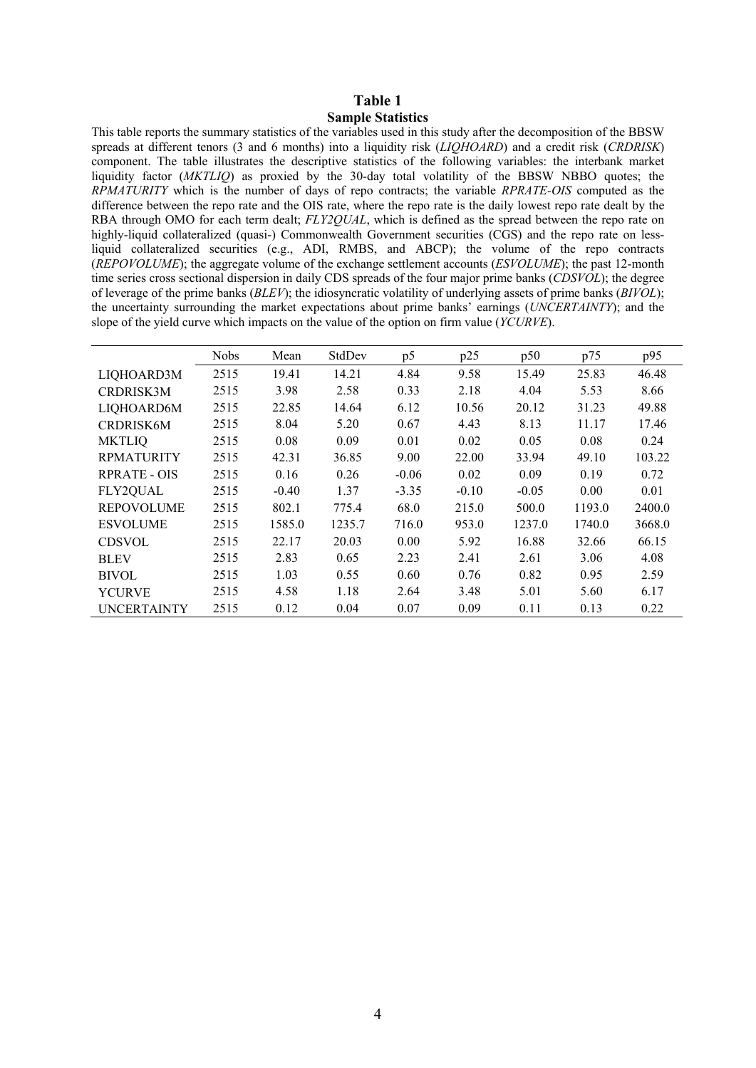# Table 1

## Sample Statistics

This table reports the summary statistics of the variables used in this study after the decomposition of the BBSW spreads at different tenors (3 and 6 months) into a liquidity risk (*LIQHOARD*) and a credit risk (*CRDRISK*) component. The table illustrates the descriptive statistics of the following variables: the interbank market liquidity factor (*MKTLIQ*) as proxied by the 30-day total volatility of the BBSW NBBO quotes; the *RPMATURITY* which is the number of days of repo contracts; the variable *RPRATE-OIS* computed as the difference between the repo rate and the OIS rate, where the repo rate is the daily lowest repo rate dealt by the RBA through OMO for each term dealt; *FLY2QUAL*, which is defined as the spread between the repo rate on highly-liquid collateralized (quasi-) Commonwealth Government securities (CGS) and the repo rate on less-liquid collateralized securities (e.g., ADI, RMBS, and ABCP); the volume of the repo contracts (*REPOVOLUME*); the aggregate volume of the exchange settlement accounts (*ESVOLUME*); the past 12-month time series cross sectional dispersion in daily CDS spreads of the four major prime banks (*CDSVOL*); the degree of leverage of the prime banks (*BLEV*); the idiosyncratic volatility of underlying assets of prime banks (*BIVOL*); the uncertainty surrounding the market expectations about prime banks' earnings (*UNCERTAINTY*); and the slope of the yield curve which impacts on the value of the option on firm value (*YCURVE*).

| | Nobs | Mean | StdDev | p5 | p25 | p50 | p75 | p95 |
|---|---|---|---|---|---|---|---|---|
| LIQHOARD3M | 2515 | 19.41 | 14.21 | 4.84 | 9.58 | 15.49 | 25.83 | 46.48 |
| CRDRISK3M | 2515 | 3.98 | 2.58 | 0.33 | 2.18 | 4.04 | 5.53 | 8.66 |
| LIQHOARD6M | 2515 | 22.85 | 14.64 | 6.12 | 10.56 | 20.12 | 31.23 | 49.88 |
| CRDRISK6M | 2515 | 8.04 | 5.20 | 0.67 | 4.43 | 8.13 | 11.17 | 17.46 |
| MKTLIQ | 2515 | 0.08 | 0.09 | 0.01 | 0.02 | 0.05 | 0.08 | 0.24 |
| RPMATURITY | 2515 | 42.31 | 36.85 | 9.00 | 22.00 | 33.94 | 49.10 | 103.22 |
| RPRATE - OIS | 2515 | 0.16 | 0.26 | -0.06 | 0.02 | 0.09 | 0.19 | 0.72 |
| FLY2QUAL | 2515 | -0.40 | 1.37 | -3.35 | -0.10 | -0.05 | 0.00 | 0.01 |
| REPOVOLUME | 2515 | 802.1 | 775.4 | 68.0 | 215.0 | 500.0 | 1193.0 | 2400.0 |
| ESVOLUME | 2515 | 1585.0 | 1235.7 | 716.0 | 953.0 | 1237.0 | 1740.0 | 3668.0 |
| CDSVOL | 2515 | 22.17 | 20.03 | 0.00 | 5.92 | 16.88 | 32.66 | 66.15 |
| BLEV | 2515 | 2.83 | 0.65 | 2.23 | 2.41 | 2.61 | 3.06 | 4.08 |
| BIVOL | 2515 | 1.03 | 0.55 | 0.60 | 0.76 | 0.82 | 0.95 | 2.59 |
| YCURVE | 2515 | 4.58 | 1.18 | 2.64 | 3.48 | 5.01 | 5.60 | 6.17 |
| UNCERTAINTY | 2515 | 0.12 | 0.04 | 0.07 | 0.09 | 0.11 | 0.13 | 0.22 |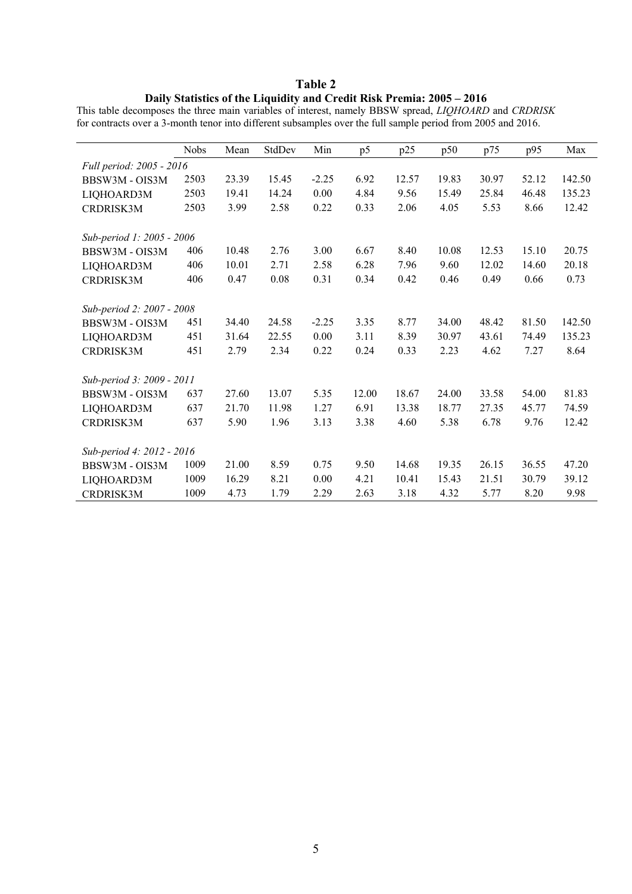# Table 2

**Daily Statistics of the Liquidity and Credit Risk Premia: 2005 – 2016**

This table decomposes the three main variables of interest, namely BBSW spread, *LIQHOARD* and *CRDRISK* for contracts over a 3-month tenor into different subsamples over the full sample period from 2005 and 2016.

| | Nobs | Mean | StdDev | Min | p5 | p25 | p50 | p75 | p95 | Max |
|---|---|---|---|---|---|---|---|---|---|---|
| *Full period: 2005 - 2016* | | | | | | | | | | |
| BBSW3M - OIS3M | 2503 | 23.39 | 15.45 | -2.25 | 6.92 | 12.57 | 19.83 | 30.97 | 52.12 | 142.50 |
| LIQHOARD3M | 2503 | 19.41 | 14.24 | 0.00 | 4.84 | 9.56 | 15.49 | 25.84 | 46.48 | 135.23 |
| CRDRISK3M | 2503 | 3.99 | 2.58 | 0.22 | 0.33 | 2.06 | 4.05 | 5.53 | 8.66 | 12.42 |
| *Sub-period 1: 2005 - 2006* | | | | | | | | | | |
| BBSW3M - OIS3M | 406 | 10.48 | 2.76 | 3.00 | 6.67 | 8.40 | 10.08 | 12.53 | 15.10 | 20.75 |
| LIQHOARD3M | 406 | 10.01 | 2.71 | 2.58 | 6.28 | 7.96 | 9.60 | 12.02 | 14.60 | 20.18 |
| CRDRISK3M | 406 | 0.47 | 0.08 | 0.31 | 0.34 | 0.42 | 0.46 | 0.49 | 0.66 | 0.73 |
| *Sub-period 2: 2007 - 2008* | | | | | | | | | | |
| BBSW3M - OIS3M | 451 | 34.40 | 24.58 | -2.25 | 3.35 | 8.77 | 34.00 | 48.42 | 81.50 | 142.50 |
| LIQHOARD3M | 451 | 31.64 | 22.55 | 0.00 | 3.11 | 8.39 | 30.97 | 43.61 | 74.49 | 135.23 |
| CRDRISK3M | 451 | 2.79 | 2.34 | 0.22 | 0.24 | 0.33 | 2.23 | 4.62 | 7.27 | 8.64 |
| *Sub-period 3: 2009 - 2011* | | | | | | | | | | |
| BBSW3M - OIS3M | 637 | 27.60 | 13.07 | 5.35 | 12.00 | 18.67 | 24.00 | 33.58 | 54.00 | 81.83 |
| LIQHOARD3M | 637 | 21.70 | 11.98 | 1.27 | 6.91 | 13.38 | 18.77 | 27.35 | 45.77 | 74.59 |
| CRDRISK3M | 637 | 5.90 | 1.96 | 3.13 | 3.38 | 4.60 | 5.38 | 6.78 | 9.76 | 12.42 |
| *Sub-period 4: 2012 - 2016* | | | | | | | | | | |
| BBSW3M - OIS3M | 1009 | 21.00 | 8.59 | 0.75 | 9.50 | 14.68 | 19.35 | 26.15 | 36.55 | 47.20 |
| LIQHOARD3M | 1009 | 16.29 | 8.21 | 0.00 | 4.21 | 10.41 | 15.43 | 21.51 | 30.79 | 39.12 |
| CRDRISK3M | 1009 | 4.73 | 1.79 | 2.29 | 2.63 | 3.18 | 4.32 | 5.77 | 8.20 | 9.98 |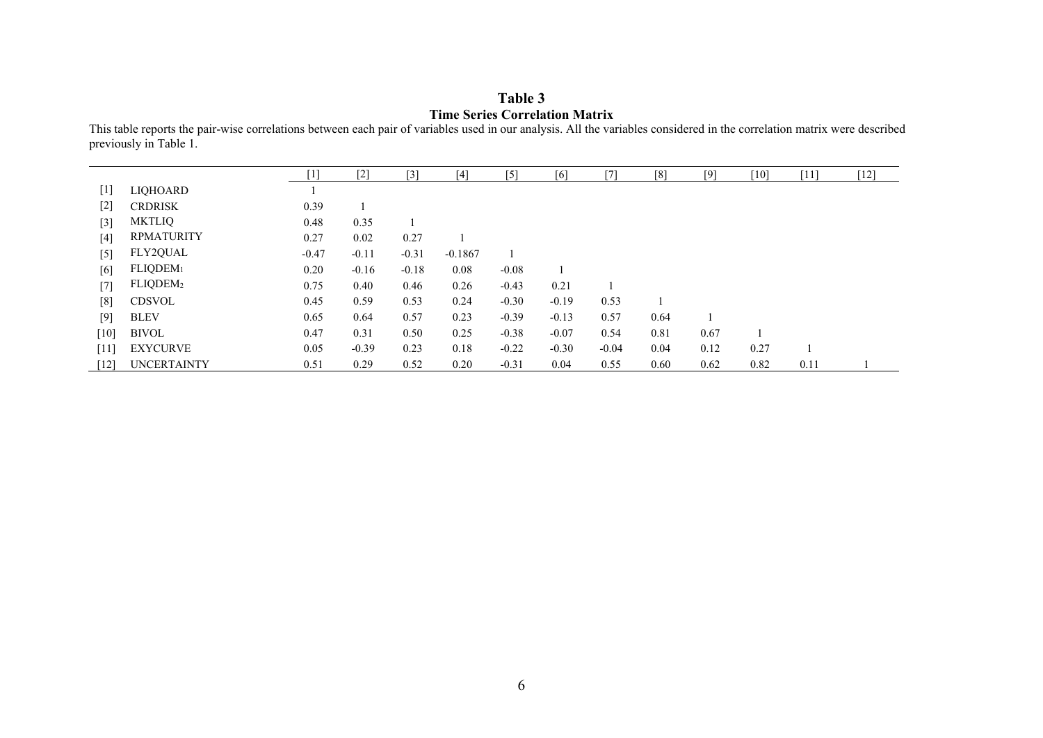**Table 3**
**Time Series Correlation Matrix**

This table reports the pair-wise correlations between each pair of variables used in our analysis. All the variables considered in the correlation matrix were described previously in Table 1.

| | | [1] | [2] | [3] | [4] | [5] | [6] | [7] | [8] | [9] | [10] | [11] | [12] |
|---|---|---|---|---|---|---|---|---|---|---|---|---|---|
| [1] | LIQHOARD | 1 | | | | | | | | | | | |
| [2] | CRDRISK | 0.39 | 1 | | | | | | | | | | |
| [3] | MKTLIQ | 0.48 | 0.35 | 1 | | | | | | | | | |
| [4] | RPMATURITY | 0.27 | 0.02 | 0.27 | 1 | | | | | | | | |
| [5] | FLY2QUAL | -0.47 | -0.11 | -0.31 | -0.1867 | 1 | | | | | | | |
| [6] | $FLIQDEM_1$ | 0.20 | -0.16 | -0.18 | 0.08 | -0.08 | 1 | | | | | | |
| [7] | $FLIQDEM_2$ | 0.75 | 0.40 | 0.46 | 0.26 | -0.43 | 0.21 | 1 | | | | | |
| [8] | CDSVOL | 0.45 | 0.59 | 0.53 | 0.24 | -0.30 | -0.19 | 0.53 | 1 | | | | |
| [9] | BLEV | 0.65 | 0.64 | 0.57 | 0.23 | -0.39 | -0.13 | 0.57 | 0.64 | 1 | | | |
| [10] | BIVOL | 0.47 | 0.31 | 0.50 | 0.25 | -0.38 | -0.07 | 0.54 | 0.81 | 0.67 | 1 | | |
| [11] | EXYCURVE | 0.05 | -0.39 | 0.23 | 0.18 | -0.22 | -0.30 | -0.04 | 0.04 | 0.12 | 0.27 | 1 | |
| [12] | UNCERTAINTY | 0.51 | 0.29 | 0.52 | 0.20 | -0.31 | 0.04 | 0.55 | 0.60 | 0.62 | 0.82 | 0.11 | 1 |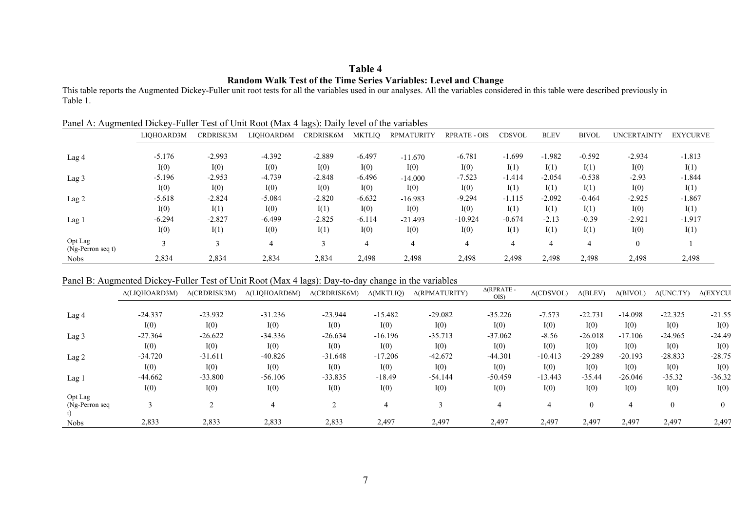# Table 4

## Random Walk Test of the Time Series Variables: Level and Change

This table reports the Augmented Dickey-Fuller unit root tests for all the variables used in our analyses. All the variables considered in this table were described previously in Table 1.

Panel A: Augmented Dickey-Fuller Test of Unit Root (Max 4 lags): Daily level of the variables

| | LIQHOARD3M | CRDRISK3M | LIQHOARD6M | CRDRISK6M | MKTLIQ | RPMATURITY | RPRATE - OIS | CDSVOL | BLEV | BIVOL | UNCERTAINTY | EXYCURVE |
|---|---|---|---|---|---|---|---|---|---|---|---|---|
| Lag 4 | -5.176 | -2.993 | -4.392 | -2.889 | -6.497 | -11.670 | -6.781 | -1.699 | -1.982 | -0.592 | -2.934 | -1.813 |
| | I(0) | I(0) | I(0) | I(0) | I(0) | I(0) | I(0) | I(1) | I(1) | I(1) | I(0) | I(1) |
| Lag 3 | -5.196 | -2.953 | -4.739 | -2.848 | -6.496 | -14.000 | -7.523 | -1.414 | -2.054 | -0.538 | -2.93 | -1.844 |
| | I(0) | I(0) | I(0) | I(0) | I(0) | I(0) | I(0) | I(1) | I(1) | I(1) | I(0) | I(1) |
| Lag 2 | -5.618 | -2.824 | -5.084 | -2.820 | -6.632 | -16.983 | -9.294 | -1.115 | -2.092 | -0.464 | -2.925 | -1.867 |
| | I(0) | I(1) | I(0) | I(1) | I(0) | I(0) | I(0) | I(1) | I(1) | I(1) | I(0) | I(1) |
| Lag 1 | -6.294 | -2.827 | -6.499 | -2.825 | -6.114 | -21.493 | -10.924 | -0.674 | -2.13 | -0.39 | -2.921 | -1.917 |
| | I(0) | I(1) | I(0) | I(1) | I(0) | I(0) | I(0) | I(1) | I(1) | I(1) | I(0) | I(1) |
| Opt Lag (Ng-Perron seq t) | 3 | 3 | 4 | 3 | 4 | 4 | 4 | 4 | 4 | 4 | 0 | 1 |
| Nobs | 2,834 | 2,834 | 2,834 | 2,834 | 2,498 | 2,498 | 2,498 | 2,498 | 2,498 | 2,498 | 2,498 | 2,498 |

Panel B: Augmented Dickey-Fuller Test of Unit Root (Max 4 lags): Day-to-day change in the variables

| | Δ(LIQHOARD3M) | Δ(CRDRISK3M) | Δ(LIQHOARD6M) | Δ(CRDRISK6M) | Δ(MKTLIQ) | Δ(RPMATURITY) | Δ(RPRATE - OIS) | Δ(CDSVOL) | Δ(BLEV) | Δ(BIVOL) | Δ(UNC.TY) | Δ(EXYCU |
|---|---|---|---|---|---|---|---|---|---|---|---|---|
| Lag 4 | -24.337 | -23.932 | -31.236 | -23.944 | -15.482 | -29.082 | -35.226 | -7.573 | -22.731 | -14.098 | -22.325 | -21.55 |
| | I(0) | I(0) | I(0) | I(0) | I(0) | I(0) | I(0) | I(0) | I(0) | I(0) | I(0) | I(0) |
| Lag 3 | -27.364 | -26.622 | -34.336 | -26.634 | -16.196 | -35.713 | -37.062 | -8.56 | -26.018 | -17.106 | -24.965 | -24.49 |
| | I(0) | I(0) | I(0) | I(0) | I(0) | I(0) | I(0) | I(0) | I(0) | I(0) | I(0) | I(0) |
| Lag 2 | -34.720 | -31.611 | -40.826 | -31.648 | -17.206 | -42.672 | -44.301 | -10.413 | -29.289 | -20.193 | -28.833 | -28.75 |
| | I(0) | I(0) | I(0) | I(0) | I(0) | I(0) | I(0) | I(0) | I(0) | I(0) | I(0) | I(0) |
| Lag 1 | -44.662 | -33.800 | -56.106 | -33.835 | -18.49 | -54.144 | -50.459 | -13.443 | -35.44 | -26.046 | -35.32 | -36.32 |
| | I(0) | I(0) | I(0) | I(0) | I(0) | I(0) | I(0) | I(0) | I(0) | I(0) | I(0) | I(0) |
| Opt Lag (Ng-Perron seq t) | 3 | 2 | 4 | 2 | 4 | 3 | 4 | 4 | 0 | 4 | 0 | 0 |
| Nobs | 2,833 | 2,833 | 2,833 | 2,833 | 2,497 | 2,497 | 2,497 | 2,497 | 2,497 | 2,497 | 2,497 | 2,497 |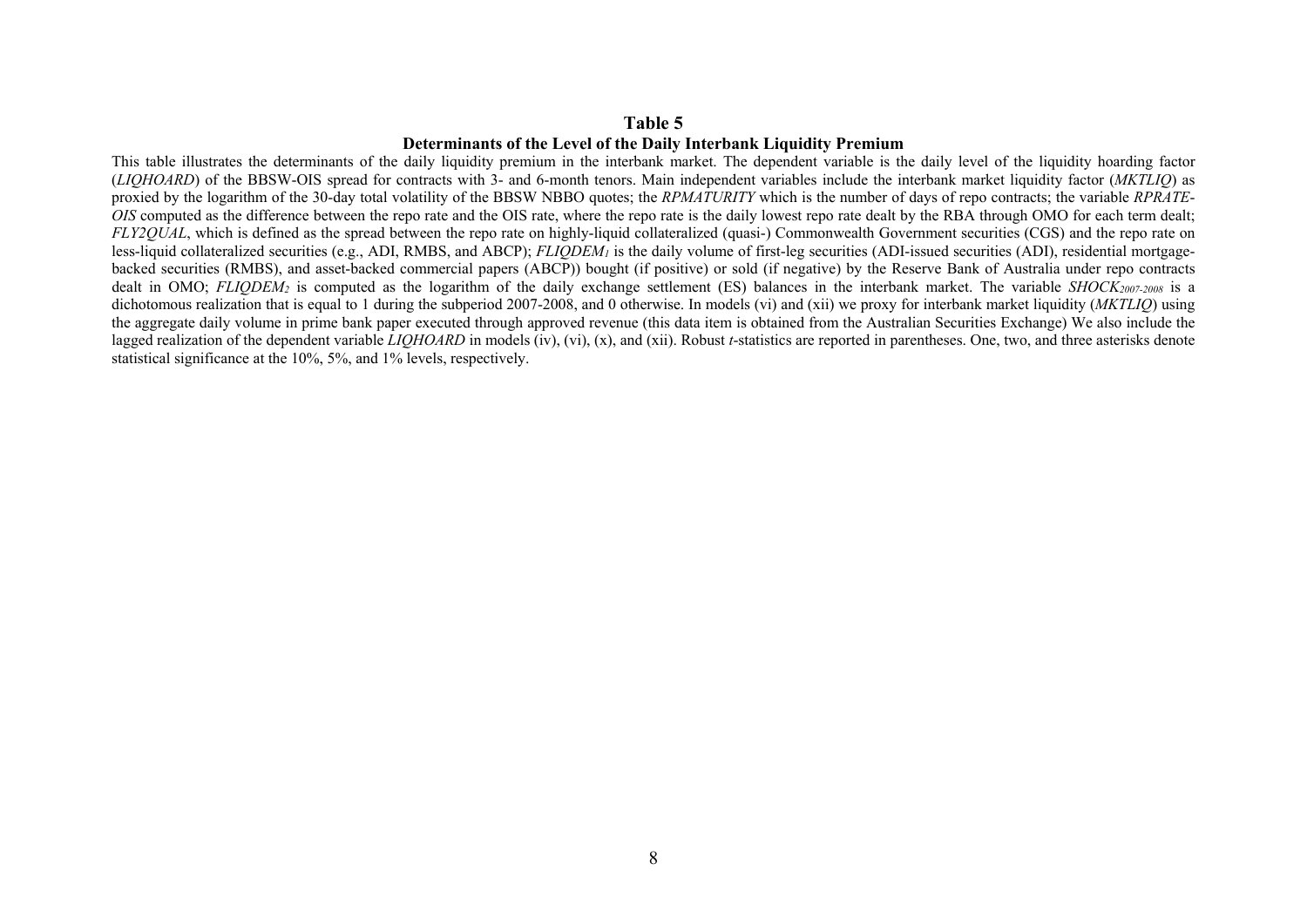# Table 5

## Determinants of the Level of the Daily Interbank Liquidity Premium

This table illustrates the determinants of the daily liquidity premium in the interbank market. The dependent variable is the daily level of the liquidity hoarding factor (*LIQHOARD*) of the BBSW-OIS spread for contracts with 3- and 6-month tenors. Main independent variables include the interbank market liquidity factor (*MKTLIQ*) as proxied by the logarithm of the 30-day total volatility of the BBSW NBBO quotes; the *RPMATURITY* which is the number of days of repo contracts; the variable *RPRATE-OIS* computed as the difference between the repo rate and the OIS rate, where the repo rate is the daily lowest repo rate dealt by the RBA through OMO for each term dealt; *FLY2QUAL*, which is defined as the spread between the repo rate on highly-liquid collateralized (quasi-) Commonwealth Government securities (CGS) and the repo rate on less-liquid collateralized securities (e.g., ADI, RMBS, and ABCP); $FLIQDEM_1$ is the daily volume of first-leg securities (ADI-issued securities (ADI), residential mortgage-backed securities (RMBS), and asset-backed commercial papers (ABCP)) bought (if positive) or sold (if negative) by the Reserve Bank of Australia under repo contracts dealt in OMO; $FLIQDEM_2$ is computed as the logarithm of the daily exchange settlement (ES) balances in the interbank market. The variable $SHOCK_{2007\text{-}2008}$ is a dichotomous realization that is equal to 1 during the subperiod 2007-2008, and 0 otherwise. In models (vi) and (xii) we proxy for interbank market liquidity (*MKTLIQ*) using the aggregate daily volume in prime bank paper executed through approved revenue (this data item is obtained from the Australian Securities Exchange) We also include the lagged realization of the dependent variable *LIQHOARD* in models (iv), (vi), (x), and (xii). Robust *t*-statistics are reported in parentheses. One, two, and three asterisks denote statistical significance at the 10%, 5%, and 1% levels, respectively.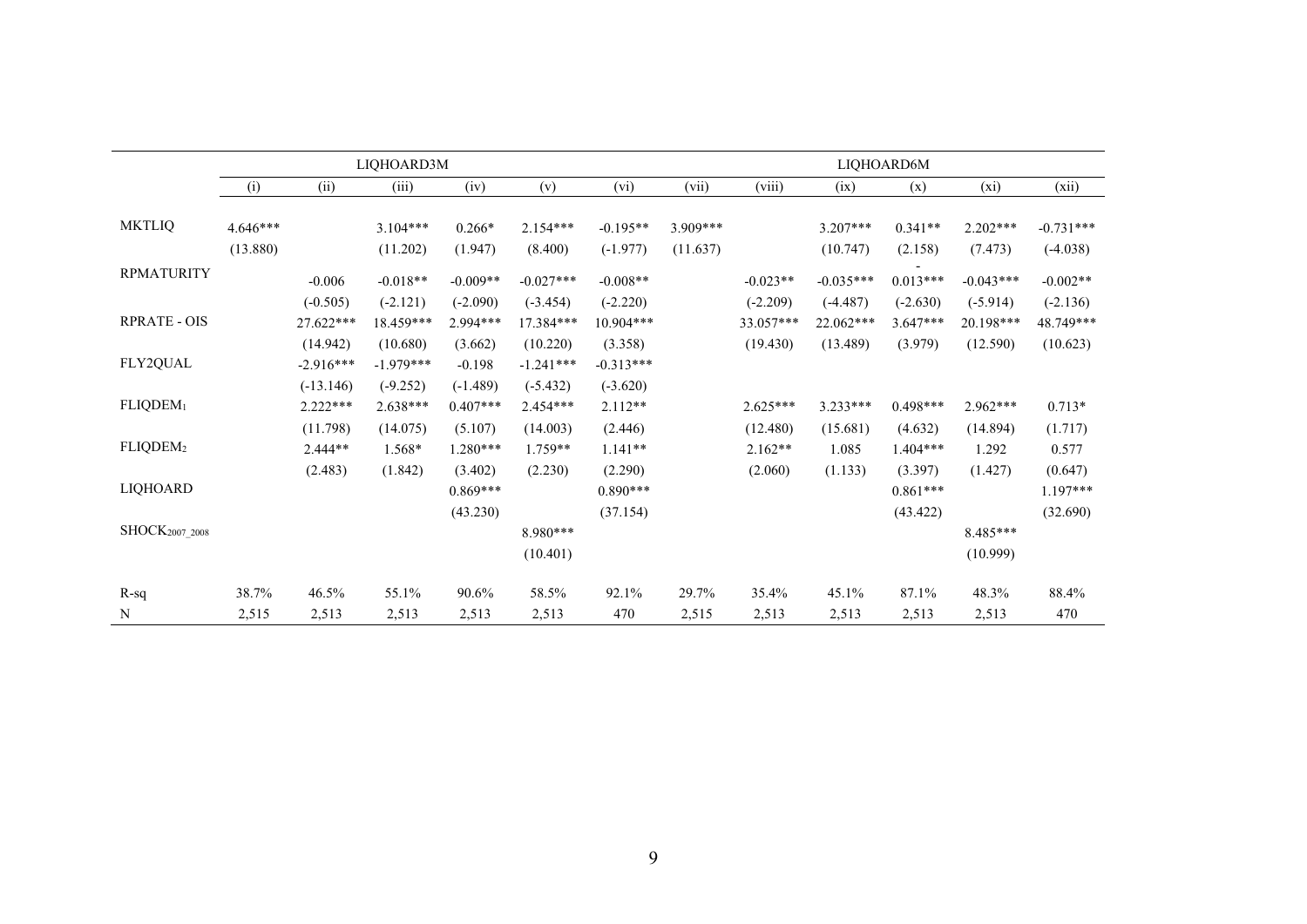| | LIQHOARD3M | | | | | | LIQHOARD6M | | | | | |
|---|---|---|---|---|---|---|---|---|---|---|---|---|
| | (i) | (ii) | (iii) | (iv) | (v) | (vi) | (vii) | (viii) | (ix) | (x) | (xi) | (xii) |
| MKTLIQ | 4.646*** | | 3.104*** | 0.266* | 2.154*** | -0.195** | 3.909*** | | 3.207*** | 0.341** | 2.202*** | -0.731*** |
| | (13.880) | | (11.202) | (1.947) | (8.400) | (-1.977) | (11.637) | | (10.747) | (2.158) | (7.473) | (-4.038) |
| RPMATURITY | | -0.006 | -0.018** | -0.009** | -0.027*** | -0.008** | | -0.023** | -0.035*** | -0.013*** | -0.043*** | -0.002** |
| | | (-0.505) | (-2.121) | (-2.090) | (-3.454) | (-2.220) | | (-2.209) | (-4.487) | (-2.630) | (-5.914) | (-2.136) |
| RPRATE - OIS | | 27.622*** | 18.459*** | 2.994*** | 17.384*** | 10.904*** | | 33.057*** | 22.062*** | 3.647*** | 20.198*** | 48.749*** |
| | | (14.942) | (10.680) | (3.662) | (10.220) | (3.358) | | (19.430) | (13.489) | (3.979) | (12.590) | (10.623) |
| FLY2QUAL | | -2.916*** | -1.979*** | -0.198 | -1.241*** | -0.313*** | | | | | | |
| | | (-13.146) | (-9.252) | (-1.489) | (-5.432) | (-3.620) | | | | | | |
| $FLIQDEM_1$ | | 2.222*** | 2.638*** | 0.407*** | 2.454*** | 2.112** | | 2.625*** | 3.233*** | 0.498*** | 2.962*** | 0.713* |
| | | (11.798) | (14.075) | (5.107) | (14.003) | (2.446) | | (12.480) | (15.681) | (4.632) | (14.894) | (1.717) |
| $FLIQDEM_2$ | | 2.444** | 1.568* | 1.280*** | 1.759** | 1.141** | | 2.162** | 1.085 | 1.404*** | 1.292 | 0.577 |
| | | (2.483) | (1.842) | (3.402) | (2.230) | (2.290) | | (2.060) | (1.133) | (3.397) | (1.427) | (0.647) |
| LIQHOARD | | | | 0.869*** | | 0.890*** | | | | 0.861*** | | 1.197*** |
| | | | | (43.230) | | (37.154) | | | | (43.422) | | (32.690) |
| $SHOCK_{2007\_2008}$ | | | | | 8.980*** | | | | | | 8.485*** | |
| | | | | | (10.401) | | | | | | (10.999) | |
| R-sq | 38.7% | 46.5% | 55.1% | 90.6% | 58.5% | 92.1% | 29.7% | 35.4% | 45.1% | 87.1% | 48.3% | 88.4% |
| N | 2,515 | 2,513 | 2,513 | 2,513 | 2,513 | 470 | 2,515 | 2,513 | 2,513 | 2,513 | 2,513 | 470 |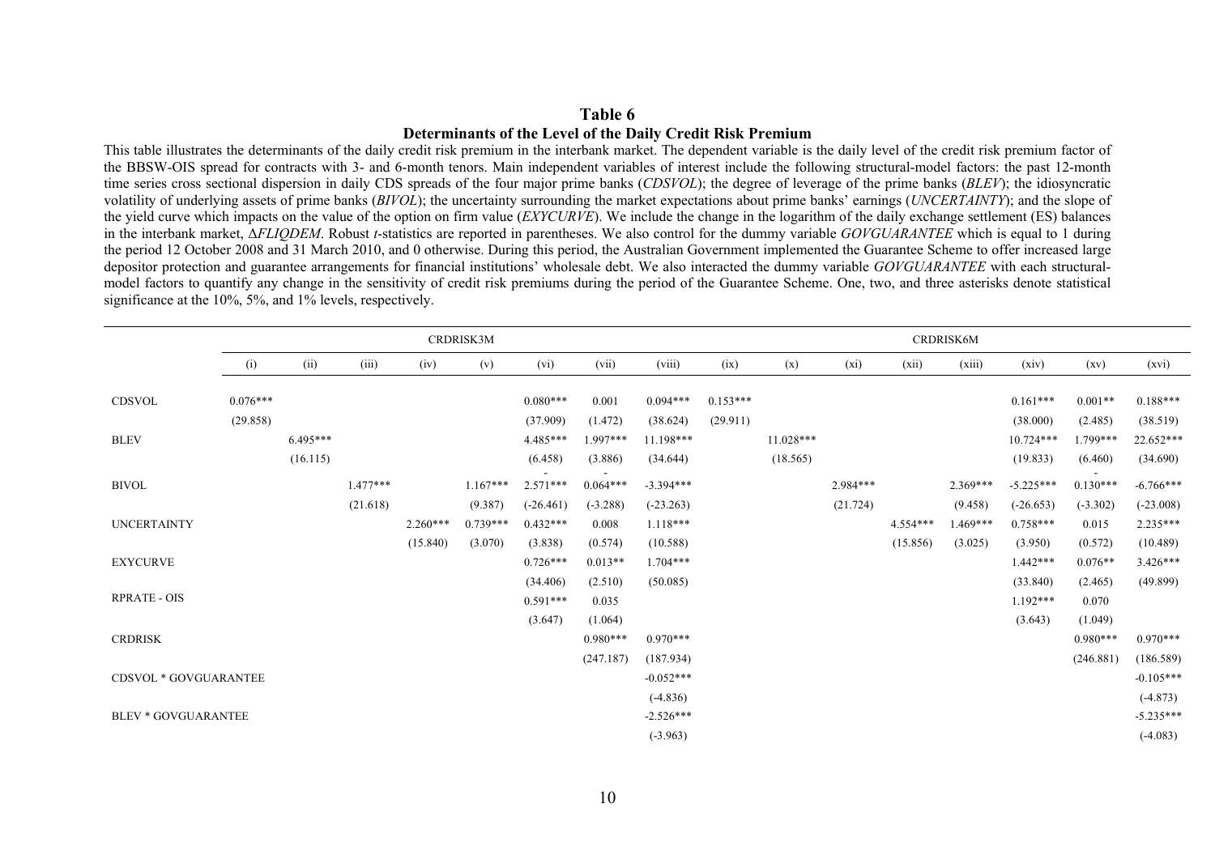**Table 6**

**Determinants of the Level of the Daily Credit Risk Premium**

This table illustrates the determinants of the daily credit risk premium in the interbank market. The dependent variable is the daily level of the credit risk premium factor of the BBSW-OIS spread for contracts with 3- and 6-month tenors. Main independent variables of interest include the following structural-model factors: the past 12-month time series cross sectional dispersion in daily CDS spreads of the four major prime banks (*CDSVOL*); the degree of leverage of the prime banks (*BLEV*); the idiosyncratic volatility of underlying assets of prime banks (*BIVOL*); the uncertainty surrounding the market expectations about prime banks' earnings (*UNCERTAINTY*); and the slope of the yield curve which impacts on the value of the option on firm value (*EXYCURVE*). We include the change in the logarithm of the daily exchange settlement (ES) balances in the interbank market, Δ*FLIQDEM*. Robust *t*-statistics are reported in parentheses. We also control for the dummy variable *GOVGUARANTEE* which is equal to 1 during the period 12 October 2008 and 31 March 2010, and 0 otherwise. During this period, the Australian Government implemented the Guarantee Scheme to offer increased large depositor protection and guarantee arrangements for financial institutions' wholesale debt. We also interacted the dummy variable *GOVGUARANTEE* with each structural-model factors to quantify any change in the sensitivity of credit risk premiums during the period of the Guarantee Scheme. One, two, and three asterisks denote statistical significance at the 10%, 5%, and 1% levels, respectively.

| | CRDRISK3M | | | | | | | | CRDRISK6M | | | | | | | |
|---|---|---|---|---|---|---|---|---|---|---|---|---|---|---|---|---|
| | (i) | (ii) | (iii) | (iv) | (v) | (vi) | (vii) | (viii) | (ix) | (x) | (xi) | (xii) | (xiii) | (xiv) | (xv) | (xvi) |
| CDSVOL | 0.076*** | | | | | 0.080*** | 0.001 | 0.094*** | 0.153*** | | | | | 0.161*** | 0.001** | 0.188*** |
| | (29.858) | | | | | (37.909) | (1.472) | (38.624) | (29.911) | | | | | (38.000) | (2.485) | (38.519) |
| BLEV | | 6.495*** | | | | 4.485*** | 1.997*** | 11.198*** | | 11.028*** | | | | 10.724*** | 1.799*** | 22.652*** |
| | | (16.115) | | | | (6.458) | (3.886) | (34.644) | | (18.565) | | | | (19.833) | (6.460) | (34.690) |
| BIVOL | | | 1.477*** | | 1.167*** | -2.571*** | -0.064*** | -3.394*** | | | 2.984*** | | 2.369*** | -5.225*** | -0.130*** | -6.766*** |
| | | | (21.618) | | (9.387) | (-26.461) | (-3.288) | (-23.263) | | | (21.724) | | (9.458) | (-26.653) | (-3.302) | (-23.008) |
| UNCERTAINTY | | | | 2.260*** | 0.739*** | 0.432*** | 0.008 | 1.118*** | | | | 4.554*** | 1.469*** | 0.758*** | 0.015 | 2.235*** |
| | | | | (15.840) | (3.070) | (3.838) | (0.574) | (10.588) | | | | (15.856) | (3.025) | (3.950) | (0.572) | (10.489) |
| EXYCURVE | | | | | | 0.726*** | 0.013** | 1.704*** | | | | | | 1.442*** | 0.076** | 3.426*** |
| | | | | | | (34.406) | (2.510) | (50.085) | | | | | | (33.840) | (2.465) | (49.899) |
| RPRATE - OIS | | | | | | 0.591*** | 0.035 | | | | | | | 1.192*** | 0.070 | |
| | | | | | | (3.647) | (1.064) | | | | | | | (3.643) | (1.049) | |
| CRDRISK | | | | | | | 0.980*** | 0.970*** | | | | | | | 0.980*** | 0.970*** |
| | | | | | | | (247.187) | (187.934) | | | | | | | (246.881) | (186.589) |
| CDSVOL * GOVGUARANTEE | | | | | | | | -0.052*** | | | | | | | | -0.105*** |
| | | | | | | | | (-4.836) | | | | | | | | (-4.873) |
| BLEV * GOVGUARANTEE | | | | | | | | -2.526*** | | | | | | | | -5.235*** |
| | | | | | | | | (-3.963) | | | | | | | | (-4.083) |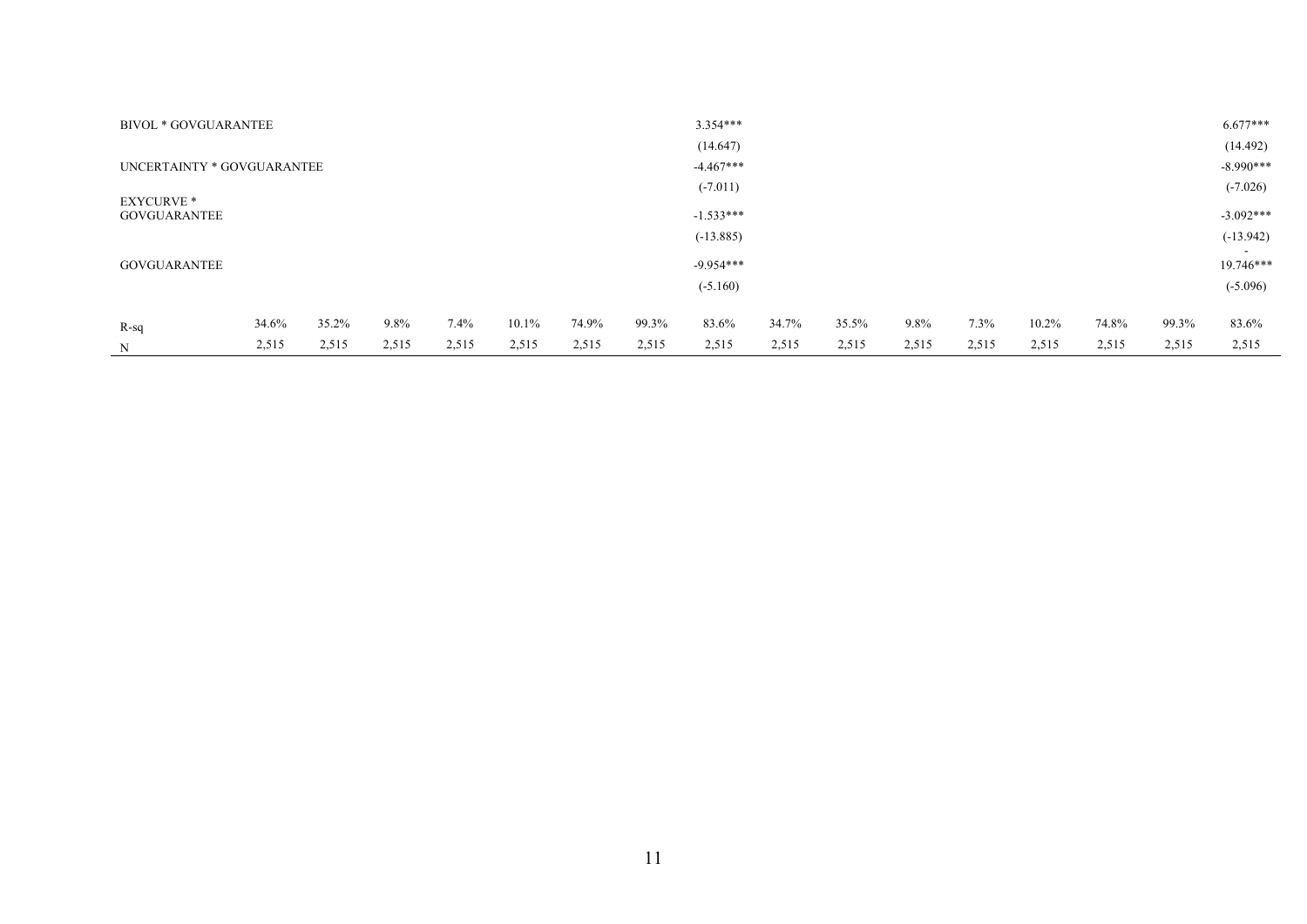| | | | | | | | | | | | | | | | | |
|---|---|---|---|---|---|---|---|---|---|---|---|---|---|---|---|---|
| BIVOL * GOVGUARANTEE | | | | | | | | 3.354*** | | | | | | | | 6.677*** |
| | | | | | | | | (14.647) | | | | | | | | (14.492) |
| UNCERTAINTY * GOVGUARANTEE | | | | | | | | -4.467*** | | | | | | | | -8.990*** |
| | | | | | | | | (-7.011) | | | | | | | | (-7.026) |
| EXYCURVE * GOVGUARANTEE | | | | | | | | -1.533*** | | | | | | | | -3.092*** |
| | | | | | | | | (-13.885) | | | | | | | | (-13.942) |
| GOVGUARANTEE | | | | | | | | -9.954*** | | | | | | | | -19.746*** |
| | | | | | | | | (-5.160) | | | | | | | | (-5.096) |
| R-sq | 34.6% | 35.2% | 9.8% | 7.4% | 10.1% | 74.9% | 99.3% | 83.6% | 34.7% | 35.5% | 9.8% | 7.3% | 10.2% | 74.8% | 99.3% | 83.6% |
| N | 2,515 | 2,515 | 2,515 | 2,515 | 2,515 | 2,515 | 2,515 | 2,515 | 2,515 | 2,515 | 2,515 | 2,515 | 2,515 | 2,515 | 2,515 | 2,515 |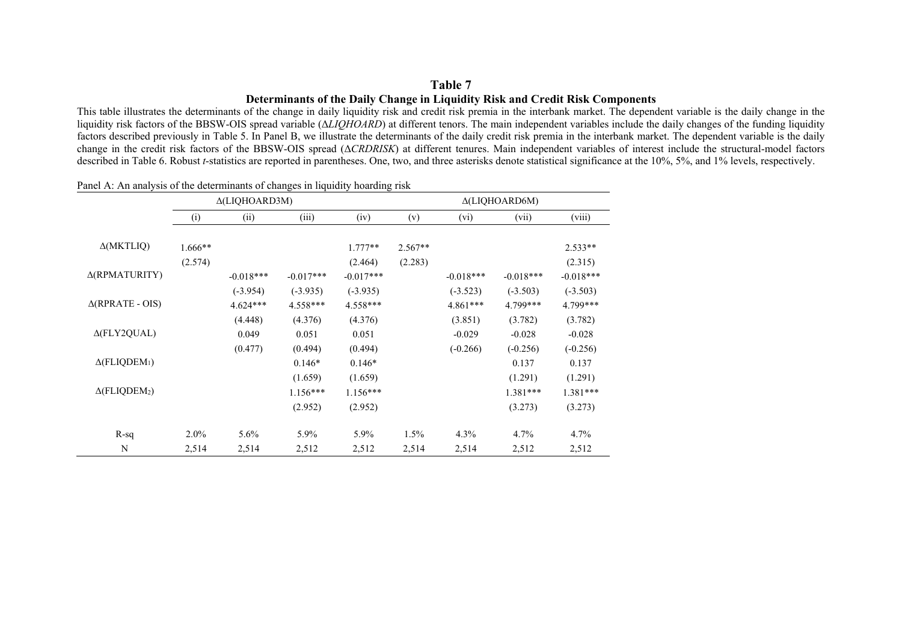# Table 7

## Determinants of the Daily Change in Liquidity Risk and Credit Risk Components

This table illustrates the determinants of the change in daily liquidity risk and credit risk premia in the interbank market. The dependent variable is the daily change in the liquidity risk factors of the BBSW-OIS spread variable (Δ*LIQHOARD*) at different tenors. The main independent variables include the daily changes of the funding liquidity factors described previously in Table 5. In Panel B, we illustrate the determinants of the daily credit risk premia in the interbank market. The dependent variable is the daily change in the credit risk factors of the BBSW-OIS spread (Δ*CRDRISK*) at different tenures. Main independent variables of interest include the structural-model factors described in Table 6. Robust *t*-statistics are reported in parentheses. One, two, and three asterisks denote statistical significance at the 10%, 5%, and 1% levels, respectively.

Panel A: An analysis of the determinants of changes in liquidity hoarding risk

| | Δ(LIQHOARD3M) | | | | Δ(LIQHOARD6M) | | | |
|---|---|---|---|---|---|---|---|---|
| | (i) | (ii) | (iii) | (iv) | (v) | (vi) | (vii) | (viii) |
| Δ(MKTLIQ) | 1.666** | | | 1.777** | 2.567** | | | 2.533** |
| | (2.574) | | | (2.464) | (2.283) | | | (2.315) |
| Δ(RPMATURITY) | | -0.018*** | -0.017*** | -0.017*** | | -0.018*** | -0.018*** | -0.018*** |
| | | (-3.954) | (-3.935) | (-3.935) | | (-3.523) | (-3.503) | (-3.503) |
| Δ(RPRATE - OIS) | | 4.624*** | 4.558*** | 4.558*** | | 4.861*** | 4.799*** | 4.799*** |
| | | (4.448) | (4.376) | (4.376) | | (3.851) | (3.782) | (3.782) |
| Δ(FLY2QUAL) | | 0.049 | 0.051 | 0.051 | | -0.029 | -0.028 | -0.028 |
| | | (0.477) | (0.494) | (0.494) | | (-0.266) | (-0.256) | (-0.256) |
| Δ($FLIQDEM_1$) | | | 0.146* | 0.146* | | | 0.137 | 0.137 |
| | | | (1.659) | (1.659) | | | (1.291) | (1.291) |
| Δ($FLIQDEM_2$) | | | 1.156*** | 1.156*** | | | 1.381*** | 1.381*** |
| | | | (2.952) | (2.952) | | | (3.273) | (3.273) |
| R-sq | 2.0% | 5.6% | 5.9% | 5.9% | 1.5% | 4.3% | 4.7% | 4.7% |
| N | 2,514 | 2,514 | 2,512 | 2,512 | 2,514 | 2,514 | 2,512 | 2,512 |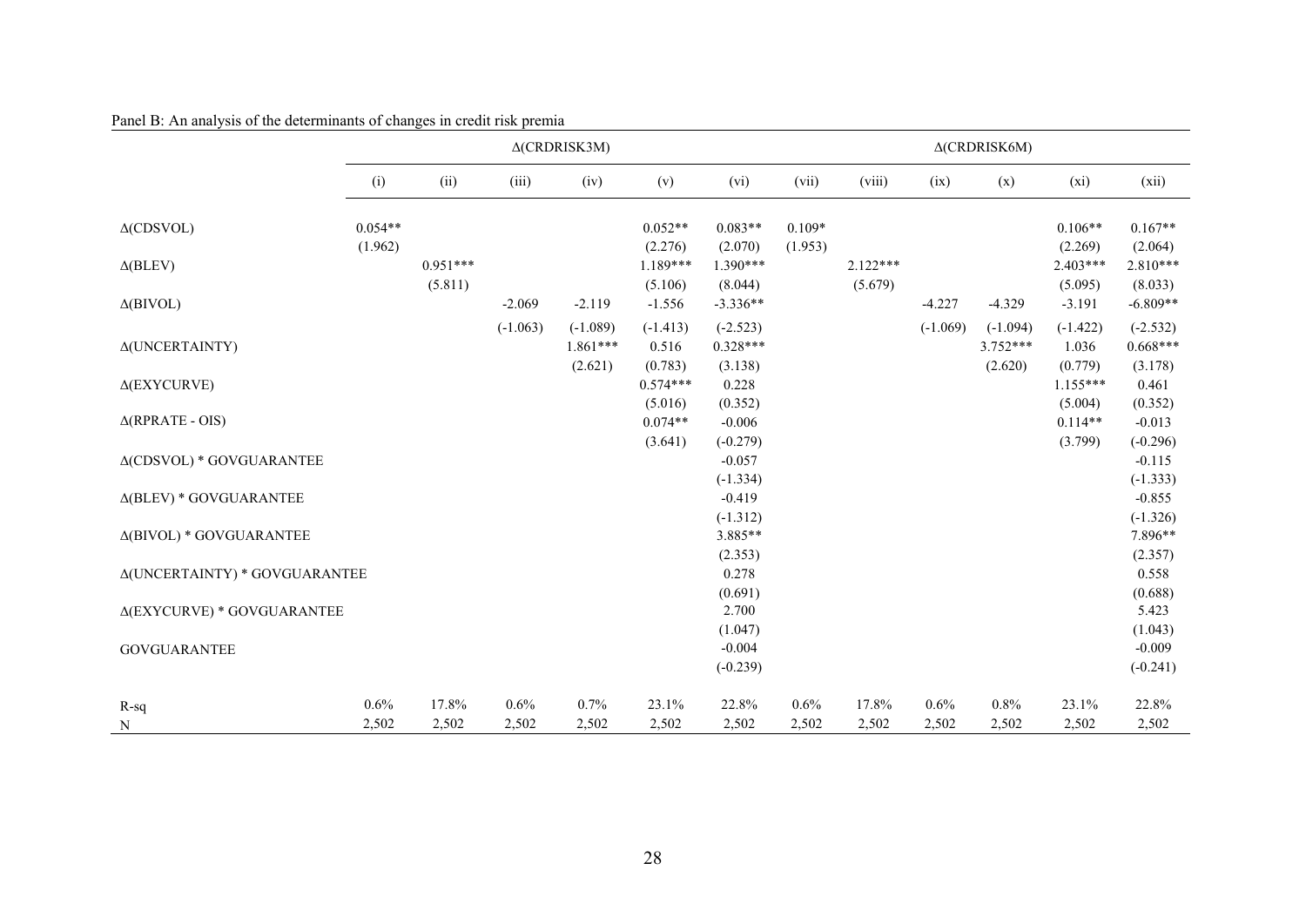Panel B: An analysis of the determinants of changes in credit risk premia

| | Δ(CRDRISK3M) | | | | | | Δ(CRDRISK6M) | | | | | |
|---|---|---|---|---|---|---|---|---|---|---|---|---|
| | (i) | (ii) | (iii) | (iv) | (v) | (vi) | (vii) | (viii) | (ix) | (x) | (xi) | (xii) |
| Δ(CDSVOL) | 0.054** | | | | 0.052** | 0.083** | 0.109* | | | | 0.106** | 0.167** |
| | (1.962) | | | | (2.276) | (2.070) | (1.953) | | | | (2.269) | (2.064) |
| Δ(BLEV) | | 0.951*** | | | 1.189*** | 1.390*** | | 2.122*** | | | 2.403*** | 2.810*** |
| | | (5.811) | | | (5.106) | (8.044) | | (5.679) | | | (5.095) | (8.033) |
| Δ(BIVOL) | | | -2.069 | -2.119 | -1.556 | -3.336** | | | -4.227 | -4.329 | -3.191 | -6.809** |
| | | | (-1.063) | (-1.089) | (-1.413) | (-2.523) | | | (-1.069) | (-1.094) | (-1.422) | (-2.532) |
| Δ(UNCERTAINTY) | | | | 1.861*** | 0.516 | 0.328*** | | | | 3.752*** | 1.036 | 0.668*** |
| | | | | (2.621) | (0.783) | (3.138) | | | | (2.620) | (0.779) | (3.178) |
| Δ(EXYCURVE) | | | | | 0.574*** | 0.228 | | | | | 1.155*** | 0.461 |
| | | | | | (5.016) | (0.352) | | | | | (5.004) | (0.352) |
| Δ(RPRATE - OIS) | | | | | 0.074** | -0.006 | | | | | 0.114** | -0.013 |
| | | | | | (3.641) | (-0.279) | | | | | (3.799) | (-0.296) |
| Δ(CDSVOL) * GOVGUARANTEE | | | | | | -0.057 | | | | | | -0.115 |
| | | | | | | (-1.334) | | | | | | (-1.333) |
| Δ(BLEV) * GOVGUARANTEE | | | | | | -0.419 | | | | | | -0.855 |
| | | | | | | (-1.312) | | | | | | (-1.326) |
| Δ(BIVOL) * GOVGUARANTEE | | | | | | 3.885** | | | | | | 7.896** |
| | | | | | | (2.353) | | | | | | (2.357) |
| Δ(UNCERTAINTY) * GOVGUARANTEE | | | | | | 0.278 | | | | | | 0.558 |
| | | | | | | (0.691) | | | | | | (0.688) |
| Δ(EXYCURVE) * GOVGUARANTEE | | | | | | 2.700 | | | | | | 5.423 |
| | | | | | | (1.047) | | | | | | (1.043) |
| GOVGUARANTEE | | | | | | -0.004 | | | | | | -0.009 |
| | | | | | | (-0.239) | | | | | | (-0.241) |
| R-sq | 0.6% | 17.8% | 0.6% | 0.7% | 23.1% | 22.8% | 0.6% | 17.8% | 0.6% | 0.8% | 23.1% | 22.8% |
| N | 2,502 | 2,502 | 2,502 | 2,502 | 2,502 | 2,502 | 2,502 | 2,502 | 2,502 | 2,502 | 2,502 | 2,502 |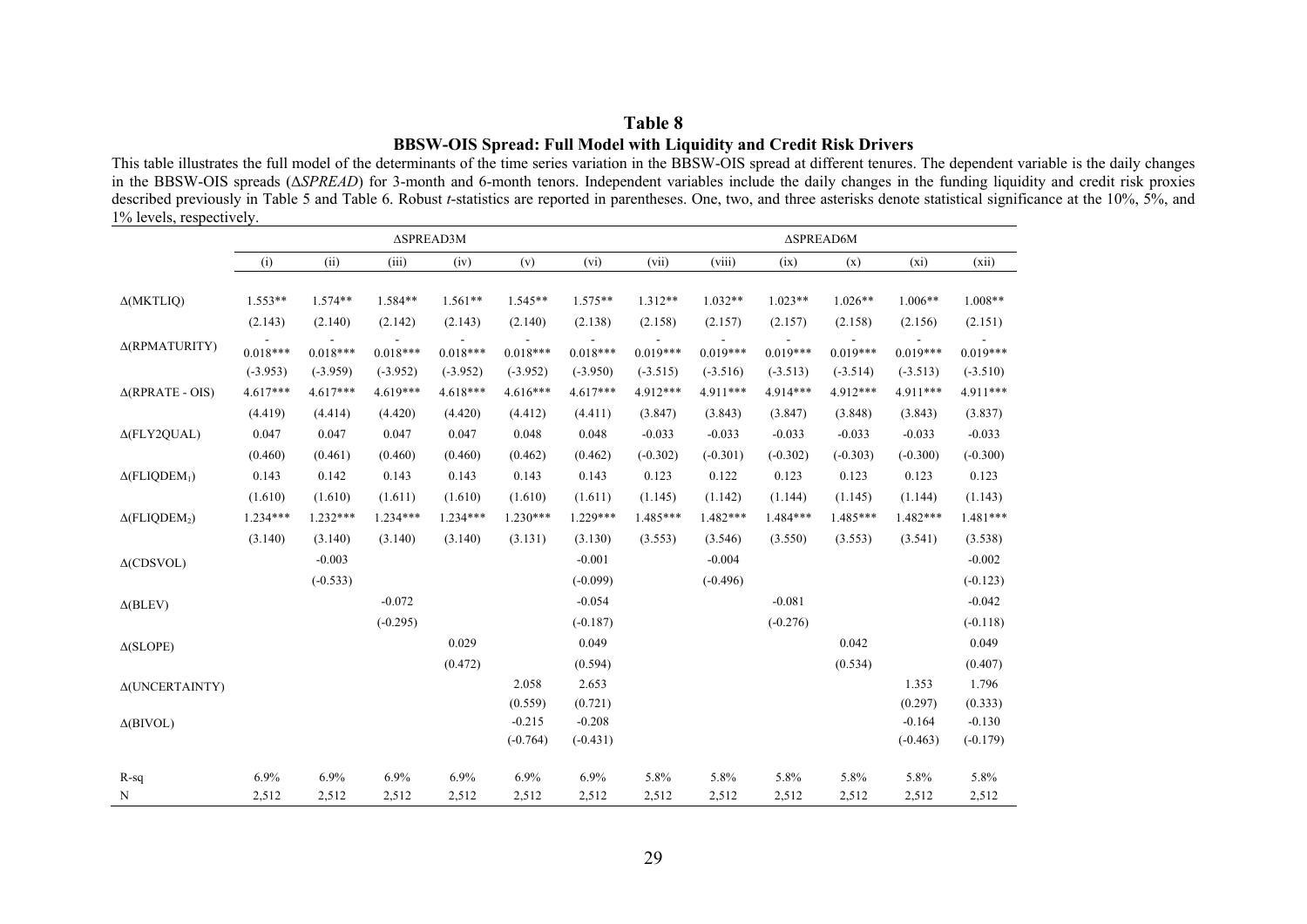**Table 8**

**BBSW-OIS Spread: Full Model with Liquidity and Credit Risk Drivers**

This table illustrates the full model of the determinants of the time series variation in the BBSW-OIS spread at different tenures. The dependent variable is the daily changes in the BBSW-OIS spreads (Δ*SPREAD*) for 3-month and 6-month tenors. Independent variables include the daily changes in the funding liquidity and credit risk proxies described previously in Table 5 and Table 6. Robust *t*-statistics are reported in parentheses. One, two, and three asterisks denote statistical significance at the 10%, 5%, and 1% levels, respectively.

| | ΔSPREAD3M | | | | | | ΔSPREAD6M | | | | | |
|---|---|---|---|---|---|---|---|---|---|---|---|---|
| | (i) | (ii) | (iii) | (iv) | (v) | (vi) | (vii) | (viii) | (ix) | (x) | (xi) | (xii) |
| Δ(MKTLIQ) | 1.553** | 1.574** | 1.584** | 1.561** | 1.545** | 1.575** | 1.312** | 1.032** | 1.023** | 1.026** | 1.006** | 1.008** |
| | (2.143) | (2.140) | (2.142) | (2.143) | (2.140) | (2.138) | (2.158) | (2.157) | (2.157) | (2.158) | (2.156) | (2.151) |
| Δ(RPMATURITY) | -0.018*** | -0.018*** | -0.018*** | -0.018*** | -0.018*** | -0.018*** | -0.019*** | -0.019*** | -0.019*** | -0.019*** | -0.019*** | -0.019*** |
| | (-3.953) | (-3.959) | (-3.952) | (-3.952) | (-3.952) | (-3.950) | (-3.515) | (-3.516) | (-3.513) | (-3.514) | (-3.513) | (-3.510) |
| Δ(RPRATE - OIS) | 4.617*** | 4.617*** | 4.619*** | 4.618*** | 4.616*** | 4.617*** | 4.912*** | 4.911*** | 4.914*** | 4.912*** | 4.911*** | 4.911*** |
| | (4.419) | (4.414) | (4.420) | (4.420) | (4.412) | (4.411) | (3.847) | (3.843) | (3.847) | (3.848) | (3.843) | (3.837) |
| Δ(FLY2QUAL) | 0.047 | 0.047 | 0.047 | 0.047 | 0.048 | 0.048 | -0.033 | -0.033 | -0.033 | -0.033 | -0.033 | -0.033 |
| | (0.460) | (0.461) | (0.460) | (0.460) | (0.462) | (0.462) | (-0.302) | (-0.301) | (-0.302) | (-0.303) | (-0.300) | (-0.300) |
| Δ($FLIQDEM_1$) | 0.143 | 0.142 | 0.143 | 0.143 | 0.143 | 0.143 | 0.123 | 0.122 | 0.123 | 0.123 | 0.123 | 0.123 |
| | (1.610) | (1.610) | (1.611) | (1.610) | (1.610) | (1.611) | (1.145) | (1.142) | (1.144) | (1.145) | (1.144) | (1.143) |
| Δ($FLIQDEM_2$) | 1.234*** | 1.232*** | 1.234*** | 1.234*** | 1.230*** | 1.229*** | 1.485*** | 1.482*** | 1.484*** | 1.485*** | 1.482*** | 1.481*** |
| | (3.140) | (3.140) | (3.140) | (3.140) | (3.131) | (3.130) | (3.553) | (3.546) | (3.550) | (3.553) | (3.541) | (3.538) |
| Δ(CDSVOL) | | -0.003 | | | | -0.001 | | -0.004 | | | | -0.002 |
| | | (-0.533) | | | | (-0.099) | | (-0.496) | | | | (-0.123) |
| Δ(BLEV) | | | -0.072 | | | -0.054 | | | -0.081 | | | -0.042 |
| | | | (-0.295) | | | (-0.187) | | | (-0.276) | | | (-0.118) |
| Δ(SLOPE) | | | | 0.029 | | 0.049 | | | | 0.042 | | 0.049 |
| | | | | (0.472) | | (0.594) | | | | (0.534) | | (0.407) |
| Δ(UNCERTAINTY) | | | | | 2.058 | 2.653 | | | | | 1.353 | 1.796 |
| | | | | | (0.559) | (0.721) | | | | | (0.297) | (0.333) |
| Δ(BIVOL) | | | | | -0.215 | -0.208 | | | | | -0.164 | -0.130 |
| | | | | | (-0.764) | (-0.431) | | | | | (-0.463) | (-0.179) |
| R-sq | 6.9% | 6.9% | 6.9% | 6.9% | 6.9% | 6.9% | 5.8% | 5.8% | 5.8% | 5.8% | 5.8% | 5.8% |
| N | 2,512 | 2,512 | 2,512 | 2,512 | 2,512 | 2,512 | 2,512 | 2,512 | 2,512 | 2,512 | 2,512 | 2,512 |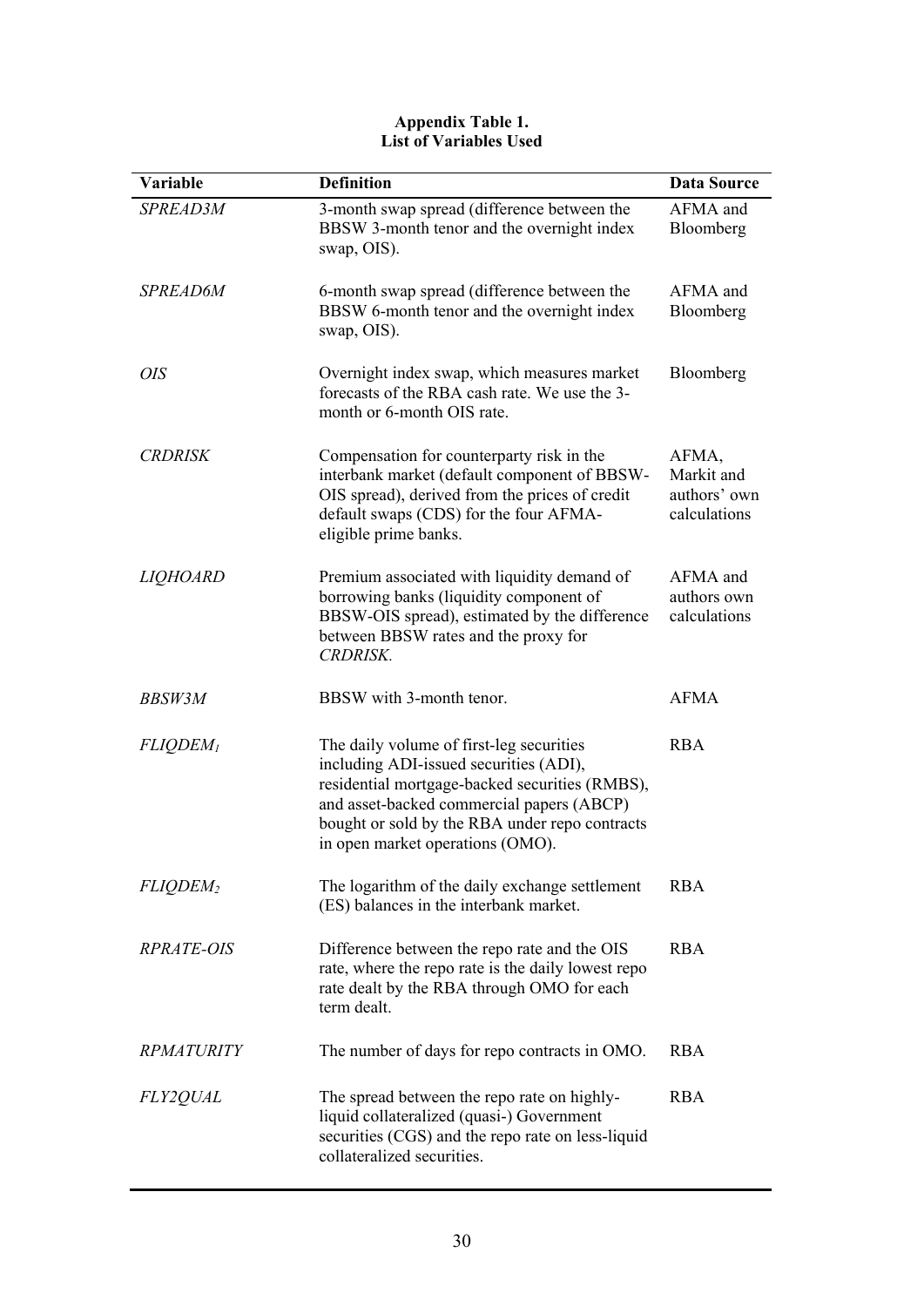**Appendix Table 1.**
**List of Variables Used**

| Variable | Definition | Data Source |
|---|---|---|
| *SPREAD3M* | 3-month swap spread (difference between the BBSW 3-month tenor and the overnight index swap, OIS). | AFMA and Bloomberg |
| *SPREAD6M* | 6-month swap spread (difference between the BBSW 6-month tenor and the overnight index swap, OIS). | AFMA and Bloomberg |
| *OIS* | Overnight index swap, which measures market forecasts of the RBA cash rate. We use the 3-month or 6-month OIS rate. | Bloomberg |
| *CRDRISK* | Compensation for counterparty risk in the interbank market (default component of BBSW-OIS spread), derived from the prices of credit default swaps (CDS) for the four AFMA-eligible prime banks. | AFMA, Markit and authors' own calculations |
| *LIQHOARD* | Premium associated with liquidity demand of borrowing banks (liquidity component of BBSW-OIS spread), estimated by the difference between BBSW rates and the proxy for *CRDRISK*. | AFMA and authors own calculations |
| *BBSW3M* | BBSW with 3-month tenor. | AFMA |
| $FLIQDEM_1$ | The daily volume of first-leg securities including ADI-issued securities (ADI), residential mortgage-backed securities (RMBS), and asset-backed commercial papers (ABCP) bought or sold by the RBA under repo contracts in open market operations (OMO). | RBA |
| $FLIQDEM_2$ | The logarithm of the daily exchange settlement (ES) balances in the interbank market. | RBA |
| *RPRATE-OIS* | Difference between the repo rate and the OIS rate, where the repo rate is the daily lowest repo rate dealt by the RBA through OMO for each term dealt. | RBA |
| *RPMATURITY* | The number of days for repo contracts in OMO. | RBA |
| *FLY2QUAL* | The spread between the repo rate on highly-liquid collateralized (quasi-) Government securities (CGS) and the repo rate on less-liquid collateralized securities. | RBA |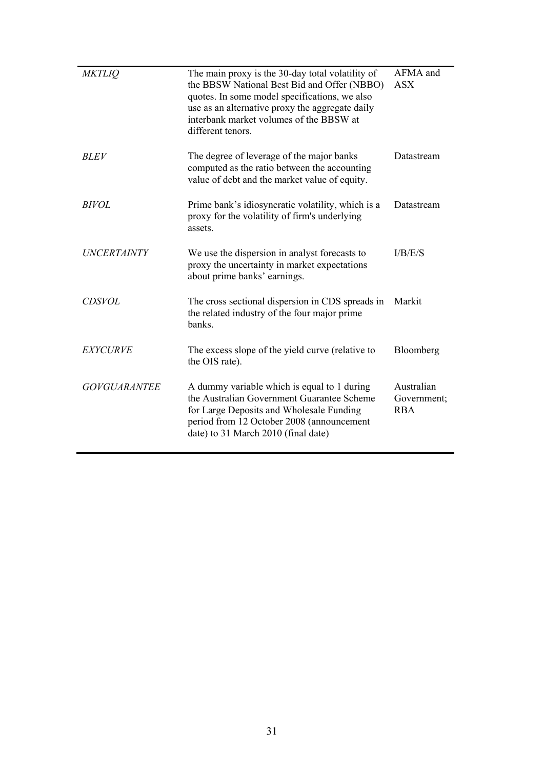| | | |
|---|---|---|
| *MKTLIQ* | The main proxy is the 30-day total volatility of the BBSW National Best Bid and Offer (NBBO) quotes. In some model specifications, we also use as an alternative proxy the aggregate daily interbank market volumes of the BBSW at different tenors. | AFMA and ASX |
| *BLEV* | The degree of leverage of the major banks computed as the ratio between the accounting value of debt and the market value of equity. | Datastream |
| *BIVOL* | Prime bank's idiosyncratic volatility, which is a proxy for the volatility of firm's underlying assets. | Datastream |
| *UNCERTAINTY* | We use the dispersion in analyst forecasts to proxy the uncertainty in market expectations about prime banks' earnings. | I/B/E/S |
| *CDSVOL* | The cross sectional dispersion in CDS spreads in the related industry of the four major prime banks. | Markit |
| *EXYCURVE* | The excess slope of the yield curve (relative to the OIS rate). | Bloomberg |
| *GOVGUARANTEE* | A dummy variable which is equal to 1 during the Australian Government Guarantee Scheme for Large Deposits and Wholesale Funding period from 12 October 2008 (announcement date) to 31 March 2010 (final date) | Australian Government; RBA |